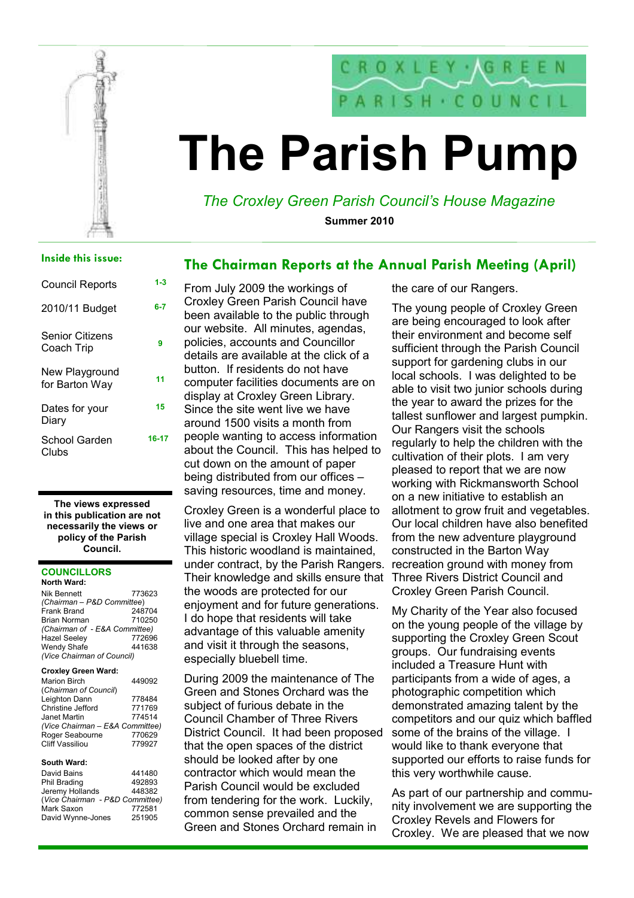CROXLEY · GREEN
PARISH · COUNCIL

# The Parish Pump

*The Croxley Green Parish Council's House Magazine*

**Summer 2010**

**Inside this issue:**

| | |
|---|---|
| Council Reports | 1-3 |
| 2010/11 Budget | 6-7 |
| Senior Citizens Coach Trip | 9 |
| New Playground for Barton Way | 11 |
| Dates for your Diary | 15 |
| School Garden Clubs | 16-17 |

**The views expressed in this publication are not necessarily the views or policy of the Parish Council.**

**COUNCILLORS**

**North Ward:**

Nik Bennett 773623
*(Chairman – P&D Committee)*
Frank Brand 248704
Brian Norman 710250
*(Chairman of - E&A Committee)*
Hazel Seeley 772696
Wendy Shafe 441638
*(Vice Chairman of Council)*

**Croxley Green Ward:**

Marion Birch 449092
(*Chairman of Council*)
Leighton Dann 778484
Christine Jefford 771769
Janet Martin 774514
*(Vice Chairman – E&A Committee)*
Roger Seabourne 770629
Cliff Vassiliou 779927

**South Ward:**

David Bains 441480
Phil Brading 492893
Jeremy Hollands 448382
(*Vice Chairman - P&D Committee*)
Mark Saxon 772581
David Wynne-Jones 251905

## The Chairman Reports at the Annual Parish Meeting (April)

From July 2009 the workings of Croxley Green Parish Council have been available to the public through our website. All minutes, agendas, policies, accounts and Councillor details are available at the click of a button. If residents do not have computer facilities documents are on display at Croxley Green Library. Since the site went live we have around 1500 visits a month from people wanting to access information about the Council. This has helped to cut down on the amount of paper being distributed from our offices – saving resources, time and money.

Croxley Green is a wonderful place to live and one area that makes our village special is Croxley Hall Woods. This historic woodland is maintained, under contract, by the Parish Rangers. Their knowledge and skills ensure that the woods are protected for our enjoyment and for future generations. I do hope that residents will take advantage of this valuable amenity and visit it through the seasons, especially bluebell time.

During 2009 the maintenance of The Green and Stones Orchard was the subject of furious debate in the Council Chamber of Three Rivers District Council. It had been proposed that the open spaces of the district should be looked after by one contractor which would mean the Parish Council would be excluded from tendering for the work. Luckily, common sense prevailed and the Green and Stones Orchard remain in the care of our Rangers.

The young people of Croxley Green are being encouraged to look after their environment and become self sufficient through the Parish Council support for gardening clubs in our local schools. I was delighted to be able to visit two junior schools during the year to award the prizes for the tallest sunflower and largest pumpkin. Our Rangers visit the schools regularly to help the children with the cultivation of their plots. I am very pleased to report that we are now working with Rickmansworth School on a new initiative to establish an allotment to grow fruit and vegetables. Our local children have also benefited from the new adventure playground constructed in the Barton Way recreation ground with money from Three Rivers District Council and Croxley Green Parish Council.

My Charity of the Year also focused on the young people of the village by supporting the Croxley Green Scout groups. Our fundraising events included a Treasure Hunt with participants from a wide of ages, a photographic competition which demonstrated amazing talent by the competitors and our quiz which baffled some of the brains of the village. I would like to thank everyone that supported our efforts to raise funds for this very worthwhile cause.

As part of our partnership and community involvement we are supporting the Croxley Revels and Flowers for Croxley. We are pleased that we now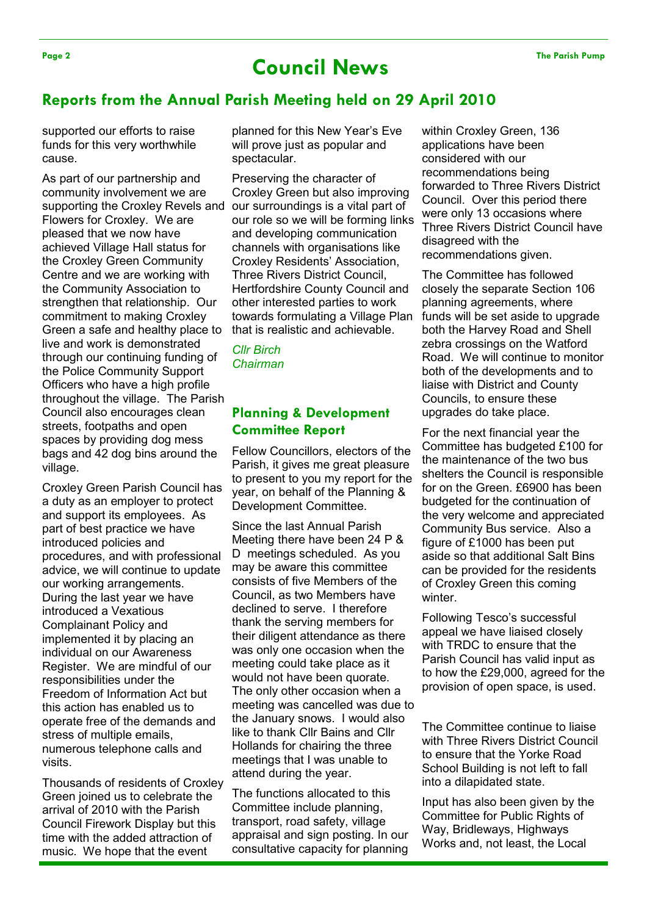# Council News

## Reports from the Annual Parish Meeting held on 29 April 2010

supported our efforts to raise funds for this very worthwhile cause.

As part of our partnership and community involvement we are supporting the Croxley Revels and Flowers for Croxley. We are pleased that we now have achieved Village Hall status for the Croxley Green Community Centre and we are working with the Community Association to strengthen that relationship. Our commitment to making Croxley Green a safe and healthy place to live and work is demonstrated through our continuing funding of the Police Community Support Officers who have a high profile throughout the village. The Parish Council also encourages clean streets, footpaths and open spaces by providing dog mess bags and 42 dog bins around the village.

Croxley Green Parish Council has a duty as an employer to protect and support its employees. As part of best practice we have introduced policies and procedures, and with professional advice, we will continue to update our working arrangements. During the last year we have introduced a Vexatious Complainant Policy and implemented it by placing an individual on our Awareness Register. We are mindful of our responsibilities under the Freedom of Information Act but this action has enabled us to operate free of the demands and stress of multiple emails, numerous telephone calls and visits.

Thousands of residents of Croxley Green joined us to celebrate the arrival of 2010 with the Parish Council Firework Display but this time with the added attraction of music. We hope that the event planned for this New Year's Eve will prove just as popular and spectacular.

Preserving the character of Croxley Green but also improving our surroundings is a vital part of our role so we will be forming links and developing communication channels with organisations like Croxley Residents' Association, Three Rivers District Council, Hertfordshire County Council and other interested parties to work towards formulating a Village Plan that is realistic and achievable.

*Cllr Birch*
*Chairman*

### Planning & Development Committee Report

Fellow Councillors, electors of the Parish, it gives me great pleasure to present to you my report for the year, on behalf of the Planning & Development Committee.

Since the last Annual Parish Meeting there have been 24 P & D meetings scheduled. As you may be aware this committee consists of five Members of the Council, as two Members have declined to serve. I therefore thank the serving members for their diligent attendance as there was only one occasion when the meeting could take place as it would not have been quorate. The only other occasion when a meeting was cancelled was due to the January snows. I would also like to thank Cllr Bains and Cllr Hollands for chairing the three meetings that I was unable to attend during the year.

The functions allocated to this Committee include planning, transport, road safety, village appraisal and sign posting. In our consultative capacity for planning within Croxley Green, 136 applications have been considered with our recommendations being forwarded to Three Rivers District Council. Over this period there were only 13 occasions where Three Rivers District Council have disagreed with the recommendations given.

The Committee has followed closely the separate Section 106 planning agreements, where funds will be set aside to upgrade both the Harvey Road and Shell zebra crossings on the Watford Road. We will continue to monitor both of the developments and to liaise with District and County Councils, to ensure these upgrades do take place.

For the next financial year the Committee has budgeted £100 for the maintenance of the two bus shelters the Council is responsible for on the Green. £6900 has been budgeted for the continuation of the very welcome and appreciated Community Bus service. Also a figure of £1000 has been put aside so that additional Salt Bins can be provided for the residents of Croxley Green this coming winter.

Following Tesco's successful appeal we have liaised closely with TRDC to ensure that the Parish Council has valid input as to how the £29,000, agreed for the provision of open space, is used.

The Committee continue to liaise with Three Rivers District Council to ensure that the Yorke Road School Building is not left to fall into a dilapidated state.

Input has also been given by the Committee for Public Rights of Way, Bridleways, Highways Works and, not least, the Local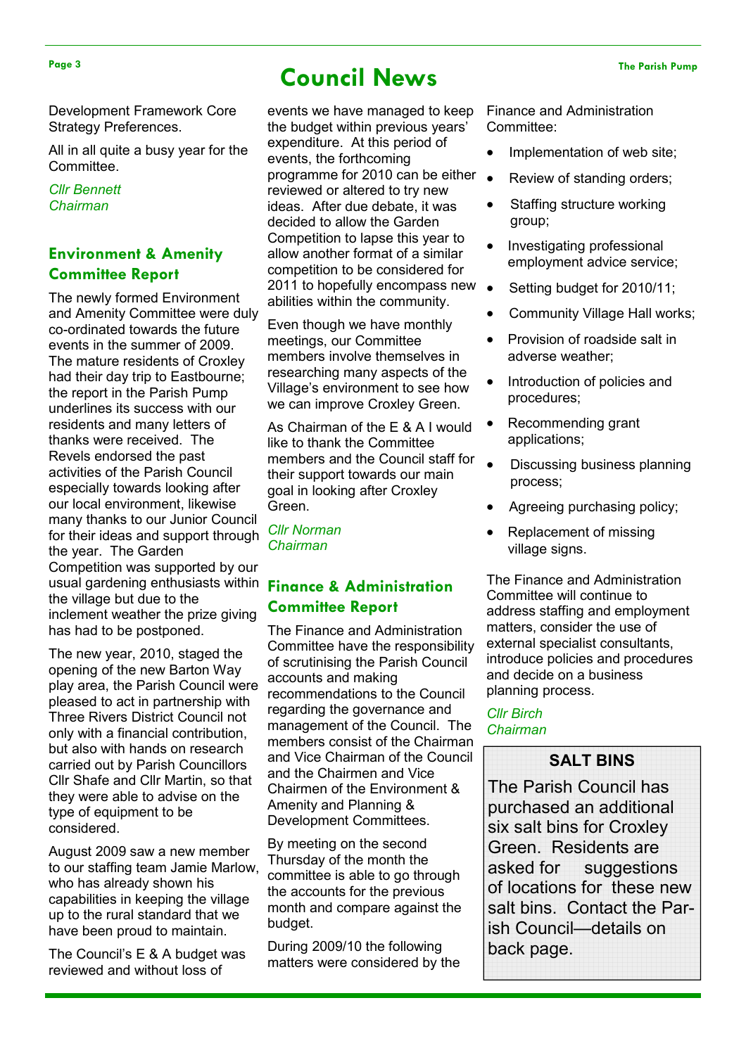# Council News

Development Framework Core Strategy Preferences.

All in all quite a busy year for the Committee.

*Cllr Bennett*
*Chairman*

## Environment & Amenity Committee Report

The newly formed Environment and Amenity Committee were duly co-ordinated towards the future events in the summer of 2009. The mature residents of Croxley had their day trip to Eastbourne; the report in the Parish Pump underlines its success with our residents and many letters of thanks were received. The Revels endorsed the past activities of the Parish Council especially towards looking after our local environment, likewise many thanks to our Junior Council for their ideas and support through the year. The Garden Competition was supported by our usual gardening enthusiasts within the village but due to the inclement weather the prize giving has had to be postponed.

The new year, 2010, staged the opening of the new Barton Way play area, the Parish Council were pleased to act in partnership with Three Rivers District Council not only with a financial contribution, but also with hands on research carried out by Parish Councillors Cllr Shafe and Cllr Martin, so that they were able to advise on the type of equipment to be considered.

August 2009 saw a new member to our staffing team Jamie Marlow, who has already shown his capabilities in keeping the village up to the rural standard that we have been proud to maintain.

The Council's E & A budget was reviewed and without loss of events we have managed to keep the budget within previous years' expenditure. At this period of events, the forthcoming programme for 2010 can be either reviewed or altered to try new ideas. After due debate, it was decided to allow the Garden Competition to lapse this year to allow another format of a similar competition to be considered for 2011 to hopefully encompass new abilities within the community.

Even though we have monthly meetings, our Committee members involve themselves in researching many aspects of the Village's environment to see how we can improve Croxley Green.

As Chairman of the E & A I would like to thank the Committee members and the Council staff for their support towards our main goal in looking after Croxley Green.

*Cllr Norman*
*Chairman*

## Finance & Administration Committee Report

The Finance and Administration Committee have the responsibility of scrutinising the Parish Council accounts and making recommendations to the Council regarding the governance and management of the Council. The members consist of the Chairman and Vice Chairman of the Council and the Chairmen and Vice Chairmen of the Environment & Amenity and Planning & Development Committees.

By meeting on the second Thursday of the month the committee is able to go through the accounts for the previous month and compare against the budget.

During 2009/10 the following matters were considered by the Finance and Administration Committee:

- Implementation of web site;
- Review of standing orders;
- Staffing structure working group;
- Investigating professional employment advice service;
- Setting budget for 2010/11;
- Community Village Hall works;
- Provision of roadside salt in adverse weather;
- Introduction of policies and procedures;
- Recommending grant applications;
- Discussing business planning process;
- Agreeing purchasing policy;
- Replacement of missing village signs.

The Finance and Administration Committee will continue to address staffing and employment matters, consider the use of external specialist consultants, introduce policies and procedures and decide on a business planning process.

*Cllr Birch*
*Chairman*

### SALT BINS

The Parish Council has purchased an additional six salt bins for Croxley Green. Residents are asked for suggestions of locations for these new salt bins. Contact the Parish Council—details on back page.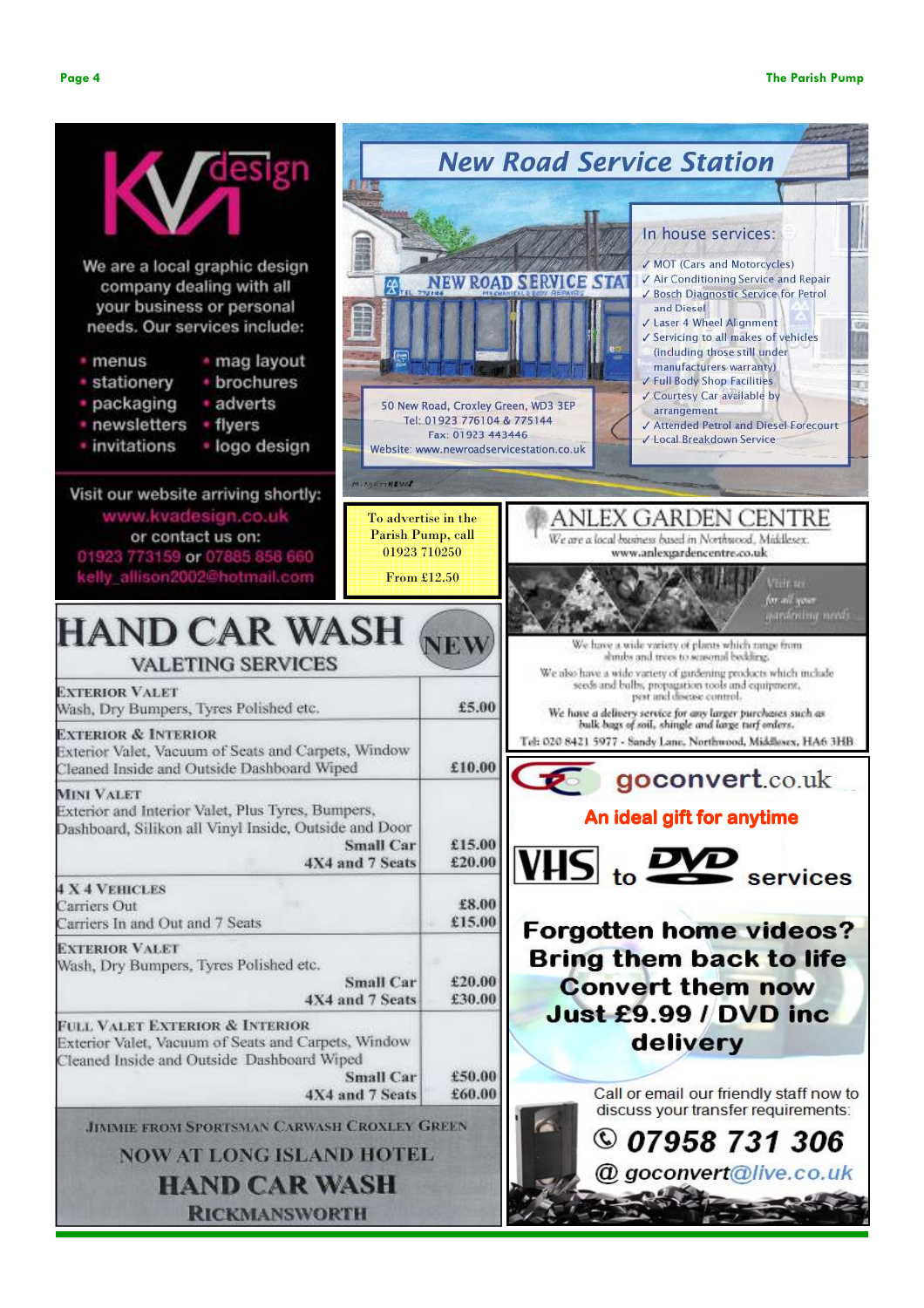## KVA design

We are a local graphic design company dealing with all your business or personal needs. Our services include:

- menus
- stationery
- packaging
- newsletters
- invitations
- mag layout
- brochures
- adverts
- flyers
- logo design

Visit our website arriving shortly: www.kvadesign.co.uk

or contact us on: 01923 773159 or 07885 858 660

kelly_allison2002@hotmail.com

## New Road Service Station

50 New Road, Croxley Green, WD3 3EP
Tel: 01923 776104 & 775144
Fax: 01923 443446
Website: www.newroadservicestation.co.uk

In house services:

- ✓ MOT (Cars and Motorcycles)
- ✓ Air Conditioning Service and Repair
- ✓ Bosch Diagnostic Service for Petrol and Diesel
- ✓ Laser 4 Wheel Alignment
- ✓ Servicing to all makes of vehicles (including those still under manufacturers warranty)
- ✓ Full Body Shop Facilities
- ✓ Courtesy Car available by arrangement
- ✓ Attended Petrol and Diesel Forecourt
- ✓ Local Breakdown Service

To advertise in the Parish Pump, call 01923 710250

From £12.50

## HAND CAR WASH

### VALETING SERVICES — NEW

| Service | Price |
|---|---|
| **EXTERIOR VALET** Wash, Dry Bumpers, Tyres Polished etc. | £5.00 |
| **EXTERIOR & INTERIOR** Exterior Valet, Vacuum of Seats and Carpets, Window Cleaned Inside and Outside Dashboard Wiped | £10.00 |
| **MINI VALET** Exterior and Interior Valet, Plus Tyres, Bumpers, Dashboard, Silikon all Vinyl Inside, Outside and Door — Small Car | £15.00 |
| 4X4 and 7 Seats | £20.00 |
| **4 X 4 VEHICLES** Carriers Out | £8.00 |
| Carriers In and Out and 7 Seats | £15.00 |
| **EXTERIOR VALET** Wash, Dry Bumpers, Tyres Polished etc. — Small Car | £20.00 |
| 4X4 and 7 Seats | £30.00 |
| **FULL VALET EXTERIOR & INTERIOR** Exterior Valet, Vacuum of Seats and Carpets, Window Cleaned Inside and Outside Dashboard Wiped — Small Car | £50.00 |
| 4X4 and 7 Seats | £60.00 |

JIMMIE FROM SPORTSMAN CARWASH CROXLEY GREEN

NOW AT LONG ISLAND HOTEL

HAND CAR WASH

RICKMANSWORTH

## ANLEX GARDEN CENTRE

*We are a local business based in Northwood, Middlesex.*
www.anlexgardencentre.co.uk

Visit us for all your gardening needs

We have a wide variety of plants which range from shrubs and trees to seasonal bedding.

We also have a wide variety of gardening products which include seeds and bulbs, propagation tools and equipment, pest and disease control.

*We have a delivery service for any larger purchases such as bulk bags of soil, shingle and large turf orders.*

Tel: 020 8421 5977 - Sandy Lane, Northwood, Middlesex, HA6 3HB

## goconvert.co.uk

**An ideal gift for anytime**

VHS to DVD services

**Forgotten home videos? Bring them back to life Convert them now Just £9.99 / DVD inc delivery**

Call or email our friendly staff now to discuss your transfer requirements:

✆ 07958 731 306

@ goconvert@live.co.uk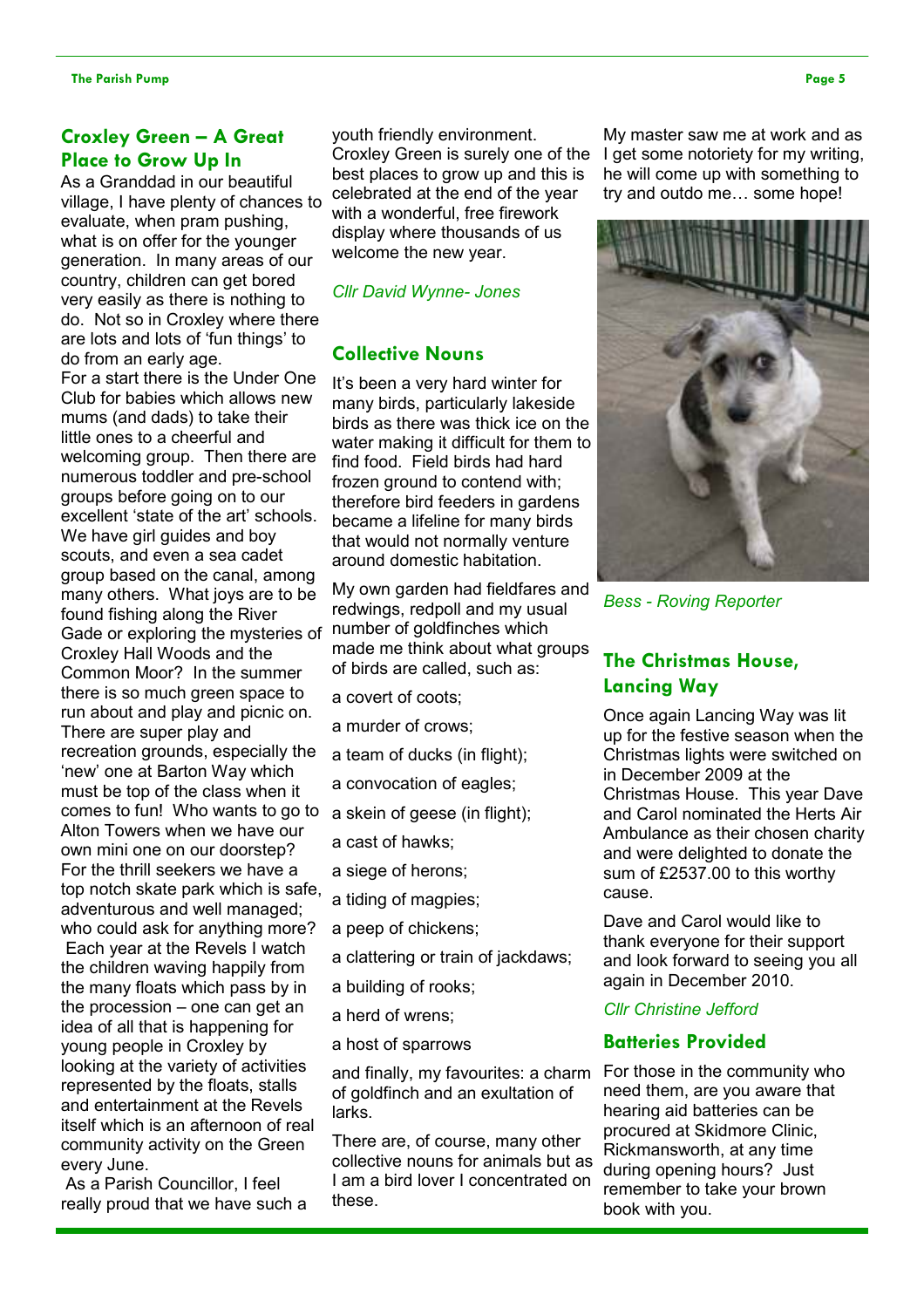## Croxley Green – A Great Place to Grow Up In

As a Granddad in our beautiful village, I have plenty of chances to evaluate, when pram pushing, what is on offer for the younger generation. In many areas of our country, children can get bored very easily as there is nothing to do. Not so in Croxley where there are lots and lots of 'fun things' to do from an early age.

For a start there is the Under One Club for babies which allows new mums (and dads) to take their little ones to a cheerful and welcoming group. Then there are numerous toddler and pre-school groups before going on to our excellent 'state of the art' schools. We have girl guides and boy scouts, and even a sea cadet group based on the canal, among many others. What joys are to be found fishing along the River Gade or exploring the mysteries of Croxley Hall Woods and the Common Moor? In the summer there is so much green space to run about and play and picnic on. There are super play and recreation grounds, especially the 'new' one at Barton Way which must be top of the class when it comes to fun! Who wants to go to Alton Towers when we have our own mini one on our doorstep? For the thrill seekers we have a top notch skate park which is safe, adventurous and well managed; who could ask for anything more? Each year at the Revels I watch the children waving happily from the many floats which pass by in the procession – one can get an idea of all that is happening for young people in Croxley by looking at the variety of activities represented by the floats, stalls and entertainment at the Revels itself which is an afternoon of real community activity on the Green every June.

As a Parish Councillor, I feel really proud that we have such a youth friendly environment. Croxley Green is surely one of the best places to grow up and this is celebrated at the end of the year with a wonderful, free firework display where thousands of us welcome the new year.

*Cllr David Wynne- Jones*

## Collective Nouns

It's been a very hard winter for many birds, particularly lakeside birds as there was thick ice on the water making it difficult for them to find food. Field birds had hard frozen ground to contend with; therefore bird feeders in gardens became a lifeline for many birds that would not normally venture around domestic habitation.

My own garden had fieldfares and redwings, redpoll and my usual number of goldfinches which made me think about what groups of birds are called, such as:

a covert of coots;

a murder of crows;

a team of ducks (in flight);

a convocation of eagles;

a skein of geese (in flight);

a cast of hawks;

a siege of herons;

a tiding of magpies;

a peep of chickens;

a clattering or train of jackdaws;

a building of rooks;

a herd of wrens;

a host of sparrows

and finally, my favourites: a charm of goldfinch and an exultation of larks.

There are, of course, many other collective nouns for animals but as I am a bird lover I concentrated on these.

My master saw me at work and as I get some notoriety for my writing, he will come up with something to try and outdo me… some hope!

*Bess - Roving Reporter*

## The Christmas House, Lancing Way

Once again Lancing Way was lit up for the festive season when the Christmas lights were switched on in December 2009 at the Christmas House. This year Dave and Carol nominated the Herts Air Ambulance as their chosen charity and were delighted to donate the sum of £2537.00 to this worthy cause.

Dave and Carol would like to thank everyone for their support and look forward to seeing you all again in December 2010.

*Cllr Christine Jefford*

## Batteries Provided

For those in the community who need them, are you aware that hearing aid batteries can be procured at Skidmore Clinic, Rickmansworth, at any time during opening hours? Just remember to take your brown book with you.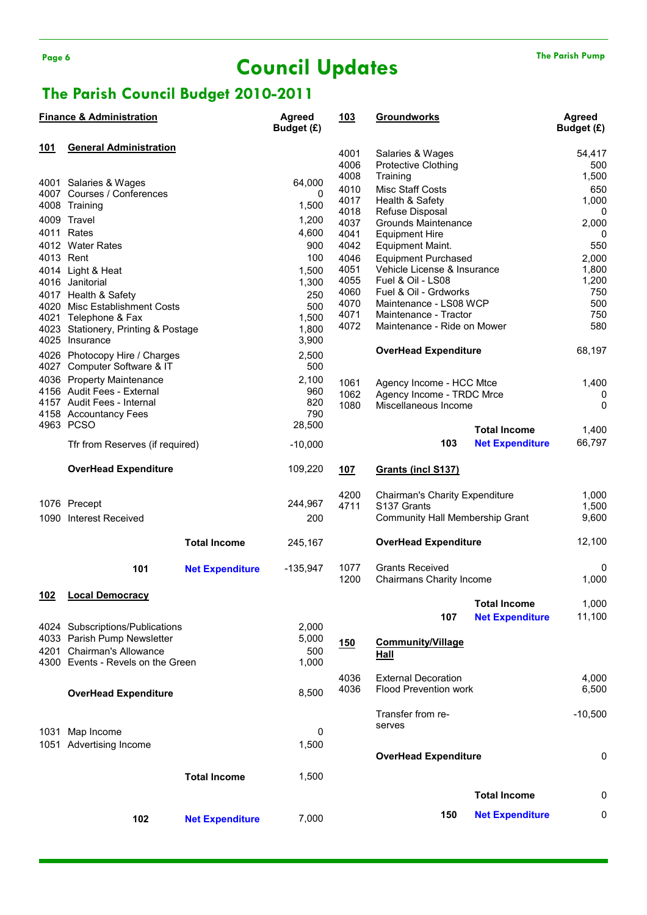# Council Updates

## The Parish Council Budget 2010-2011

| Finance & Administration | | | Agreed Budget (£) |
|---|---|---|---|
| **101** | **General Administration** | | |
| 4001 | Salaries & Wages | | 64,000 |
| 4007 | Courses / Conferences | | 0 |
| 4008 | Training | | 1,500 |
| 4009 | Travel | | 1,200 |
| 4011 | Rates | | 4,600 |
| 4012 | Water Rates | | 900 |
| 4013 | Rent | | 100 |
| 4014 | Light & Heat | | 1,500 |
| 4016 | Janitorial | | 1,300 |
| 4017 | Health & Safety | | 250 |
| 4020 | Misc Establishment Costs | | 500 |
| 4021 | Telephone & Fax | | 1,500 |
| 4023 | Stationery, Printing & Postage | | 1,800 |
| 4025 | Insurance | | 3,900 |
| 4026 | Photocopy Hire / Charges | | 2,500 |
| 4027 | Computer Software & IT | | 500 |
| 4036 | Property Maintenance | | 2,100 |
| 4156 | Audit Fees - External | | 960 |
| 4157 | Audit Fees - Internal | | 820 |
| 4158 | Accountancy Fees | | 790 |
| 4963 | PCSO | | 28,500 |
| | Tfr from Reserves (if required) | | -10,000 |
| | **OverHead Expenditure** | | 109,220 |
| 1076 | Precept | | 244,967 |
| 1090 | Interest Received | | 200 |
| | | **Total Income** | 245,167 |
| | **101** | **Net Expenditure** | -135,947 |
| **102** | **Local Democracy** | | |
| 4024 | Subscriptions/Publications | | 2,000 |
| 4033 | Parish Pump Newsletter | | 5,000 |
| 4201 | Chairman's Allowance | | 500 |
| 4300 | Events - Revels on the Green | | 1,000 |
| | **OverHead Expenditure** | | 8,500 |
| 1031 | Map Income | | 0 |
| 1051 | Advertising Income | | 1,500 |
| | | **Total Income** | 1,500 |
| | **102** | **Net Expenditure** | 7,000 |

| 103 | Groundworks | | Agreed Budget (£) |
|---|---|---|---|
| 4001 | Salaries & Wages | | 54,417 |
| 4006 | Protective Clothing | | 500 |
| 4008 | Training | | 1,500 |
| 4010 | Misc Staff Costs | | 650 |
| 4017 | Health & Safety | | 1,000 |
| 4018 | Refuse Disposal | | 0 |
| 4037 | Grounds Maintenance | | 2,000 |
| 4041 | Equipment Hire | | 0 |
| 4042 | Equipment Maint. | | 550 |
| 4046 | Equipment Purchased | | 2,000 |
| 4051 | Vehicle License & Insurance | | 1,800 |
| 4055 | Fuel & Oil - LS08 | | 1,200 |
| 4060 | Fuel & Oil - Grdworks | | 750 |
| 4070 | Maintenance - LS08 WCP | | 500 |
| 4071 | Maintenance - Tractor | | 750 |
| 4072 | Maintenance - Ride on Mower | | 580 |
| | **OverHead Expenditure** | | 68,197 |
| 1061 | Agency Income - HCC Mtce | | 1,400 |
| 1062 | Agency Income - TRDC Mrce | | 0 |
| 1080 | Miscellaneous Income | | 0 |
| | | **Total Income** | 1,400 |
| | **103** | **Net Expenditure** | 66,797 |
| **107** | **Grants (incl S137)** | | |
| 4200 | Chairman's Charity Expenditure | | 1,000 |
| 4711 | S137 Grants | | 1,500 |
| | Community Hall Membership Grant | | 9,600 |
| | **OverHead Expenditure** | | 12,100 |
| 1077 | Grants Received | | 0 |
| 1200 | Chairmans Charity Income | | 1,000 |
| | | **Total Income** | 1,000 |
| | **107** | **Net Expenditure** | 11,100 |
| **150** | **Community/Village Hall** | | |
| 4036 | External Decoration | | 4,000 |
| 4036 | Flood Prevention work | | 6,500 |
| | Transfer from reserves | | -10,500 |
| | **OverHead Expenditure** | | 0 |
| | | **Total Income** | 0 |
| | **150** | **Net Expenditure** | 0 |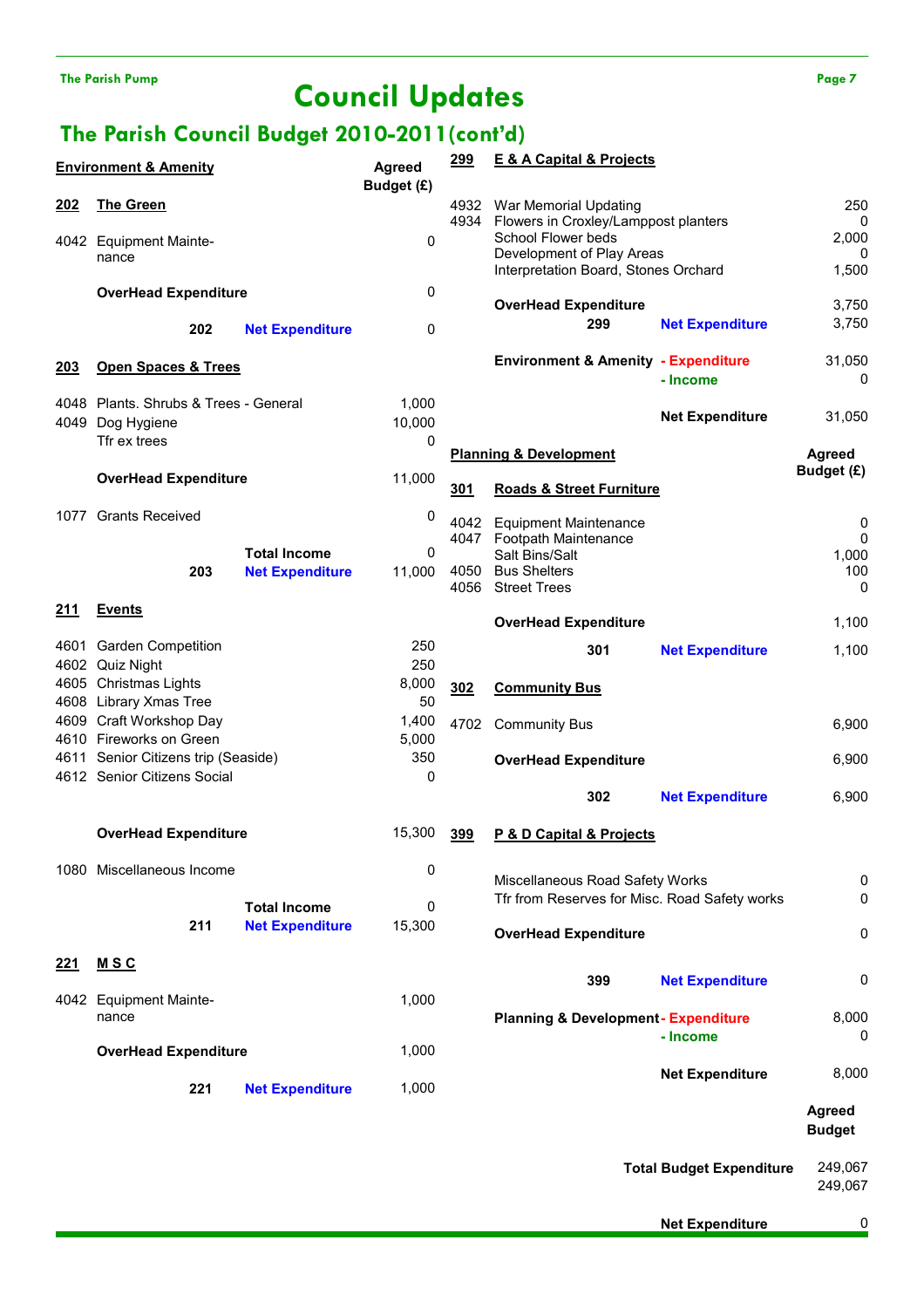# Council Updates

## The Parish Council Budget 2010-2011 (cont'd)

### Environment & Amenity

| Code | Item | | Agreed Budget (£) |
|---|---|---|---|
| **202** | **The Green** | | |
| 4042 | Equipment Maintenance | | 0 |
| | **OverHead Expenditure** | | 0 |
| **202** | | **Net Expenditure** | 0 |
| **203** | **Open Spaces & Trees** | | |
| 4048 | Plants. Shrubs & Trees - General | | 1,000 |
| 4049 | Dog Hygiene | | 10,000 |
| | Tfr ex trees | | 0 |
| | **OverHead Expenditure** | | 11,000 |
| 1077 | Grants Received | | 0 |
| | | **Total Income** | 0 |
| **203** | | **Net Expenditure** | 11,000 |
| **211** | **Events** | | |
| 4601 | Garden Competition | | 250 |
| 4602 | Quiz Night | | 250 |
| 4605 | Christmas Lights | | 8,000 |
| 4608 | Library Xmas Tree | | 50 |
| 4609 | Craft Workshop Day | | 1,400 |
| 4610 | Fireworks on Green | | 5,000 |
| 4611 | Senior Citizens trip (Seaside) | | 350 |
| 4612 | Senior Citizens Social | | 0 |
| | **OverHead Expenditure** | | 15,300 |
| 1080 | Miscellaneous Income | | 0 |
| | | **Total Income** | 0 |
| **211** | | **Net Expenditure** | 15,300 |
| **221** | **M S C** | | |
| 4042 | Equipment Maintenance | | 1,000 |
| | **OverHead Expenditure** | | 1,000 |
| **221** | | **Net Expenditure** | 1,000 |
| **299** | **E & A Capital & Projects** | | |
| 4932 | War Memorial Updating | | 250 |
| 4934 | Flowers in Croxley/Lamppost planters | | 0 |
| | School Flower beds | | 2,000 |
| | Development of Play Areas | | 0 |
| | Interpretation Board, Stones Orchard | | 1,500 |
| | **OverHead Expenditure** | | 3,750 |
| **299** | | **Net Expenditure** | 3,750 |
| | **Environment & Amenity** | **- Expenditure** | 31,050 |
| | | **- Income** | 0 |
| | | **Net Expenditure** | 31,050 |

### Planning & Development

| Code | Item | | Agreed Budget (£) |
|---|---|---|---|
| **301** | **Roads & Street Furniture** | | |
| 4042 | Equipment Maintenance | | 0 |
| 4047 | Footpath Maintenance | | 0 |
| | Salt Bins/Salt | | 1,000 |
| 4050 | Bus Shelters | | 100 |
| 4056 | Street Trees | | 0 |
| | **OverHead Expenditure** | | 1,100 |
| **301** | | **Net Expenditure** | 1,100 |
| **302** | **Community Bus** | | |
| 4702 | Community Bus | | 6,900 |
| | **OverHead Expenditure** | | 6,900 |
| **302** | | **Net Expenditure** | 6,900 |
| **399** | **P & D Capital & Projects** | | |
| | Miscellaneous Road Safety Works | | 0 |
| | Tfr from Reserves for Misc. Road Safety works | | 0 |
| | **OverHead Expenditure** | | 0 |
| **399** | | **Net Expenditure** | 0 |
| | **Planning & Development** | **- Expenditure** | 8,000 |
| | | **- Income** | 0 |
| | | **Net Expenditure** | 8,000 |

| | Agreed Budget |
|---|---|
| **Total Budget Expenditure** | 249,067 |
| | 249,067 |
| **Net Expenditure** | 0 |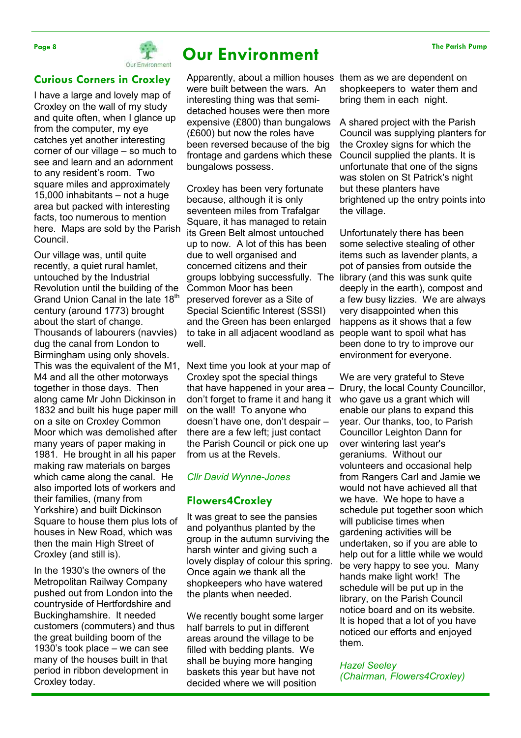# Our Environment

## Curious Corners in Croxley

I have a large and lovely map of Croxley on the wall of my study and quite often, when I glance up from the computer, my eye catches yet another interesting corner of our village – so much to see and learn and an adornment to any resident's room. Two square miles and approximately 15,000 inhabitants – not a huge area but packed with interesting facts, too numerous to mention here. Maps are sold by the Parish Council.

Our village was, until quite recently, a quiet rural hamlet, untouched by the Industrial Revolution until the building of the Grand Union Canal in the late 18th century (around 1773) brought about the start of change. Thousands of labourers (navvies) dug the canal from London to Birmingham using only shovels. This was the equivalent of the M1, M4 and all the other motorways together in those days. Then along came Mr John Dickinson in 1832 and built his huge paper mill on a site on Croxley Common Moor which was demolished after many years of paper making in 1981. He brought in all his paper making raw materials on barges which came along the canal. He also imported lots of workers and their families, (many from Yorkshire) and built Dickinson Square to house them plus lots of houses in New Road, which was then the main High Street of Croxley (and still is).

In the 1930's the owners of the Metropolitan Railway Company pushed out from London into the countryside of Hertfordshire and Buckinghamshire. It needed customers (commuters) and thus the great building boom of the 1930's took place – we can see many of the houses built in that period in ribbon development in Croxley today.

Apparently, about a million houses were built between the wars. An interesting thing was that semi-detached houses were then more expensive (£800) than bungalows (£600) but now the roles have been reversed because of the big frontage and gardens which these bungalows possess.

Croxley has been very fortunate because, although it is only seventeen miles from Trafalgar Square, it has managed to retain its Green Belt almost untouched up to now. A lot of this has been due to well organised and concerned citizens and their groups lobbying successfully. The Common Moor has been preserved forever as a Site of Special Scientific Interest (SSSI) and the Green has been enlarged to take in all adjacent woodland as well.

Next time you look at your map of Croxley spot the special things that have happened in your area – don't forget to frame it and hang it on the wall! To anyone who doesn't have one, don't despair – there are a few left; just contact the Parish Council or pick one up from us at the Revels.

*Cllr David Wynne-Jones*

## Flowers4Croxley

It was great to see the pansies and polyanthus planted by the group in the autumn surviving the harsh winter and giving such a lovely display of colour this spring. Once again we thank all the shopkeepers who have watered the plants when needed.

We recently bought some larger half barrels to put in different areas around the village to be filled with bedding plants. We shall be buying more hanging baskets this year but have not decided where we will position them as we are dependent on shopkeepers to water them and bring them in each night.

A shared project with the Parish Council was supplying planters for the Croxley signs for which the Council supplied the plants. It is unfortunate that one of the signs was stolen on St Patrick's night but these planters have brightened up the entry points into the village.

Unfortunately there has been some selective stealing of other items such as lavender plants, a pot of pansies from outside the library (and this was sunk quite deeply in the earth), compost and a few busy lizzies. We are always very disappointed when this happens as it shows that a few people want to spoil what has been done to try to improve our environment for everyone.

We are very grateful to Steve Drury, the local County Councillor, who gave us a grant which will enable our plans to expand this year. Our thanks, too, to Parish Councillor Leighton Dann for over wintering last year's geraniums. Without our volunteers and occasional help from Rangers Carl and Jamie we would not have achieved all that we have. We hope to have a schedule put together soon which will publicise times when gardening activities will be undertaken, so if you are able to help out for a little while we would be very happy to see you. Many hands make light work! The schedule will be put up in the library, on the Parish Council notice board and on its website. It is hoped that a lot of you have noticed our efforts and enjoyed them.

*Hazel Seeley*
*(Chairman, Flowers4Croxley)*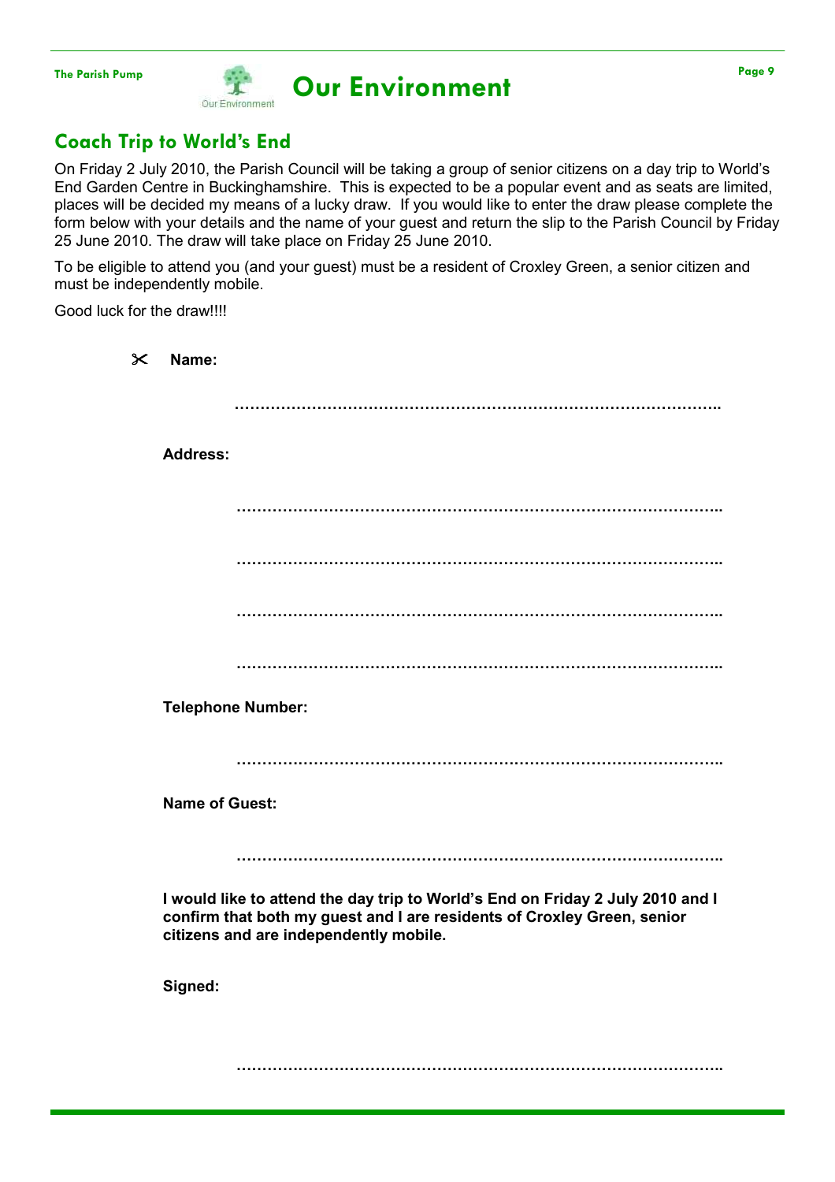# Our Environment

## Coach Trip to World's End

On Friday 2 July 2010, the Parish Council will be taking a group of senior citizens on a day trip to World's End Garden Centre in Buckinghamshire. This is expected to be a popular event and as seats are limited, places will be decided my means of a lucky draw. If you would like to enter the draw please complete the form below with your details and the name of your guest and return the slip to the Parish Council by Friday 25 June 2010. The draw will take place on Friday 25 June 2010.

To be eligible to attend you (and your guest) must be a resident of Croxley Green, a senior citizen and must be independently mobile.

Good luck for the draw!!!!

✂ **Name:**

……………………………………………………………………………………..

**Address:**

……………………………………………………………………………………..

……………………………………………………………………………………..

……………………………………………………………………………………..

……………………………………………………………………………………..

**Telephone Number:**

……………………………………………………………………………………..

**Name of Guest:**

……………………………………………………………………………………..

**I would like to attend the day trip to World's End on Friday 2 July 2010 and I confirm that both my guest and I are residents of Croxley Green, senior citizens and are independently mobile.**

**Signed:**

……………………………………………………………………………………..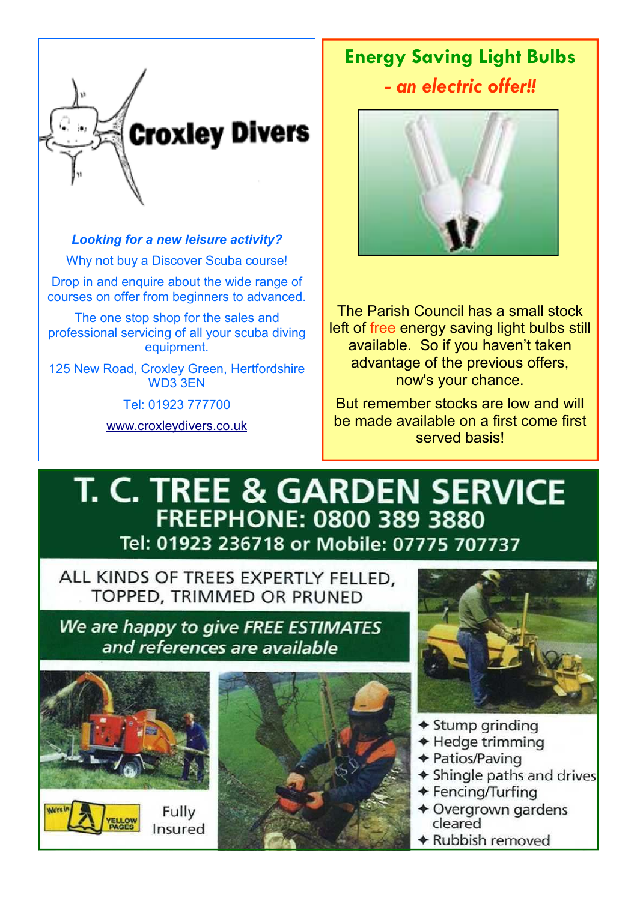## Croxley Divers

***Looking for a new leisure activity?***

Why not buy a Discover Scuba course!

Drop in and enquire about the wide range of courses on offer from beginners to advanced.

The one stop shop for the sales and professional servicing of all your scuba diving equipment.

125 New Road, Croxley Green, Hertfordshire WD3 3EN

Tel: 01923 777700

www.croxleydivers.co.uk

## Energy Saving Light Bulbs

### *- an electric offer!!*

The Parish Council has a small stock left of free energy saving light bulbs still available. So if you haven't taken advantage of the previous offers, now's your chance.

But remember stocks are low and will be made available on a first come first served basis!

# T. C. TREE & GARDEN SERVICE

## FREEPHONE: 0800 389 3880

Tel: 01923 236718 or Mobile: 07775 707737

ALL KINDS OF TREES EXPERTLY FELLED, TOPPED, TRIMMED OR PRUNED

*We are happy to give FREE ESTIMATES and references are available*

We're in YELLOW PAGES

Fully Insured

- Stump grinding
- Hedge trimming
- Patios/Paving
- Shingle paths and drives
- Fencing/Turfing
- Overgrown gardens cleared
- Rubbish removed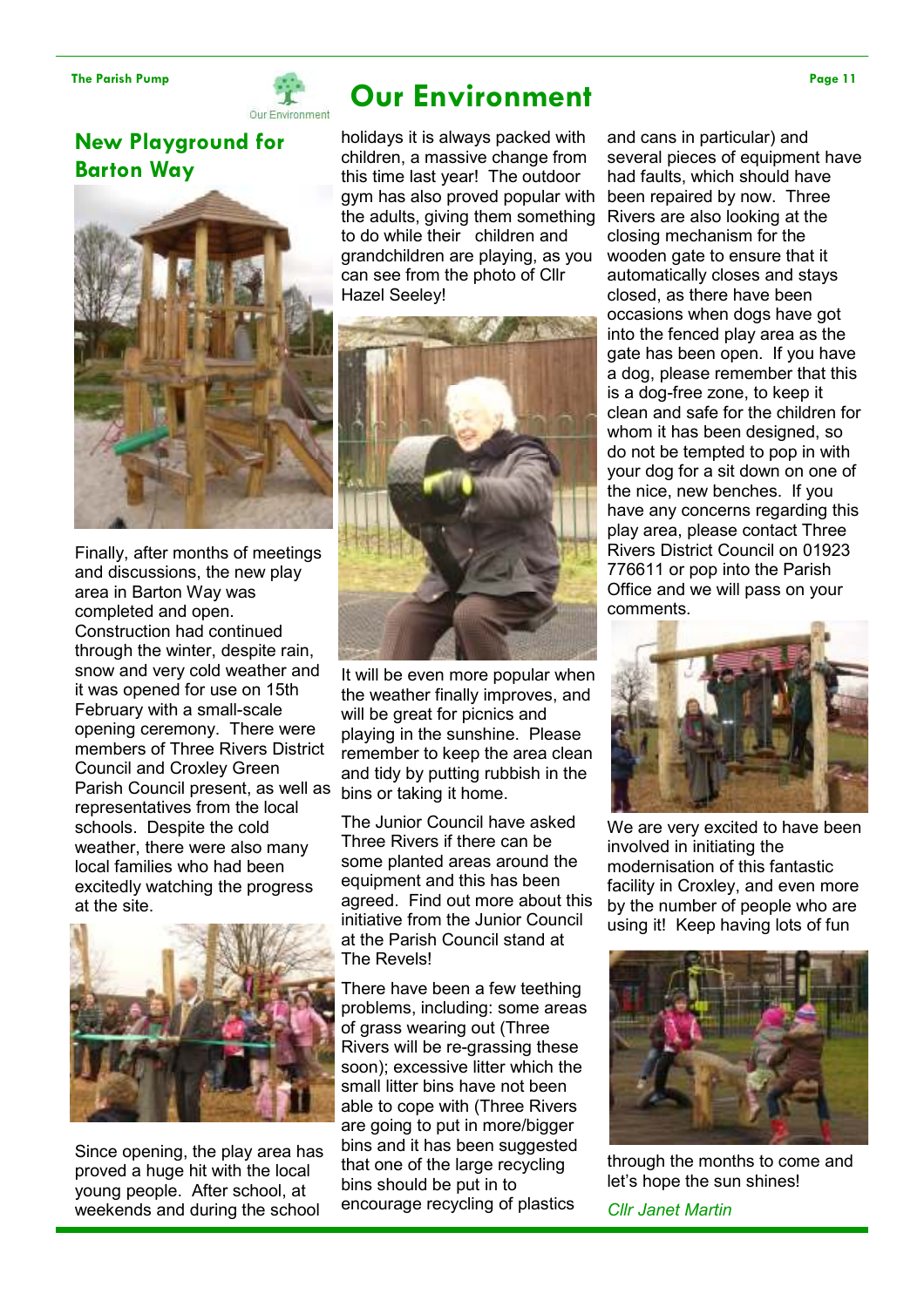# Our Environment

## New Playground for Barton Way

Finally, after months of meetings and discussions, the new play area in Barton Way was completed and open. Construction had continued through the winter, despite rain, snow and very cold weather and it was opened for use on 15th February with a small-scale opening ceremony. There were members of Three Rivers District Council and Croxley Green Parish Council present, as well as representatives from the local schools. Despite the cold weather, there were also many local families who had been excitedly watching the progress at the site.

Since opening, the play area has proved a huge hit with the local young people. After school, at weekends and during the school holidays it is always packed with children, a massive change from this time last year! The outdoor gym has also proved popular with the adults, giving them something to do while their children and grandchildren are playing, as you can see from the photo of Cllr Hazel Seeley!

It will be even more popular when the weather finally improves, and will be great for picnics and playing in the sunshine. Please remember to keep the area clean and tidy by putting rubbish in the bins or taking it home.

The Junior Council have asked Three Rivers if there can be some planted areas around the equipment and this has been agreed. Find out more about this initiative from the Junior Council at the Parish Council stand at The Revels!

There have been a few teething problems, including: some areas of grass wearing out (Three Rivers will be re-grassing these soon); excessive litter which the small litter bins have not been able to cope with (Three Rivers are going to put in more/bigger bins and it has been suggested that one of the large recycling bins should be put in to encourage recycling of plastics and cans in particular) and several pieces of equipment have had faults, which should have been repaired by now. Three Rivers are also looking at the closing mechanism for the wooden gate to ensure that it automatically closes and stays closed, as there have been occasions when dogs have got into the fenced play area as the gate has been open. If you have a dog, please remember that this is a dog-free zone, to keep it clean and safe for the children for whom it has been designed, so do not be tempted to pop in with your dog for a sit down on one of the nice, new benches. If you have any concerns regarding this play area, please contact Three Rivers District Council on 01923 776611 or pop into the Parish Office and we will pass on your comments.

We are very excited to have been involved in initiating the modernisation of this fantastic facility in Croxley, and even more by the number of people who are using it! Keep having lots of fun through the months to come and let's hope the sun shines!

*Cllr Janet Martin*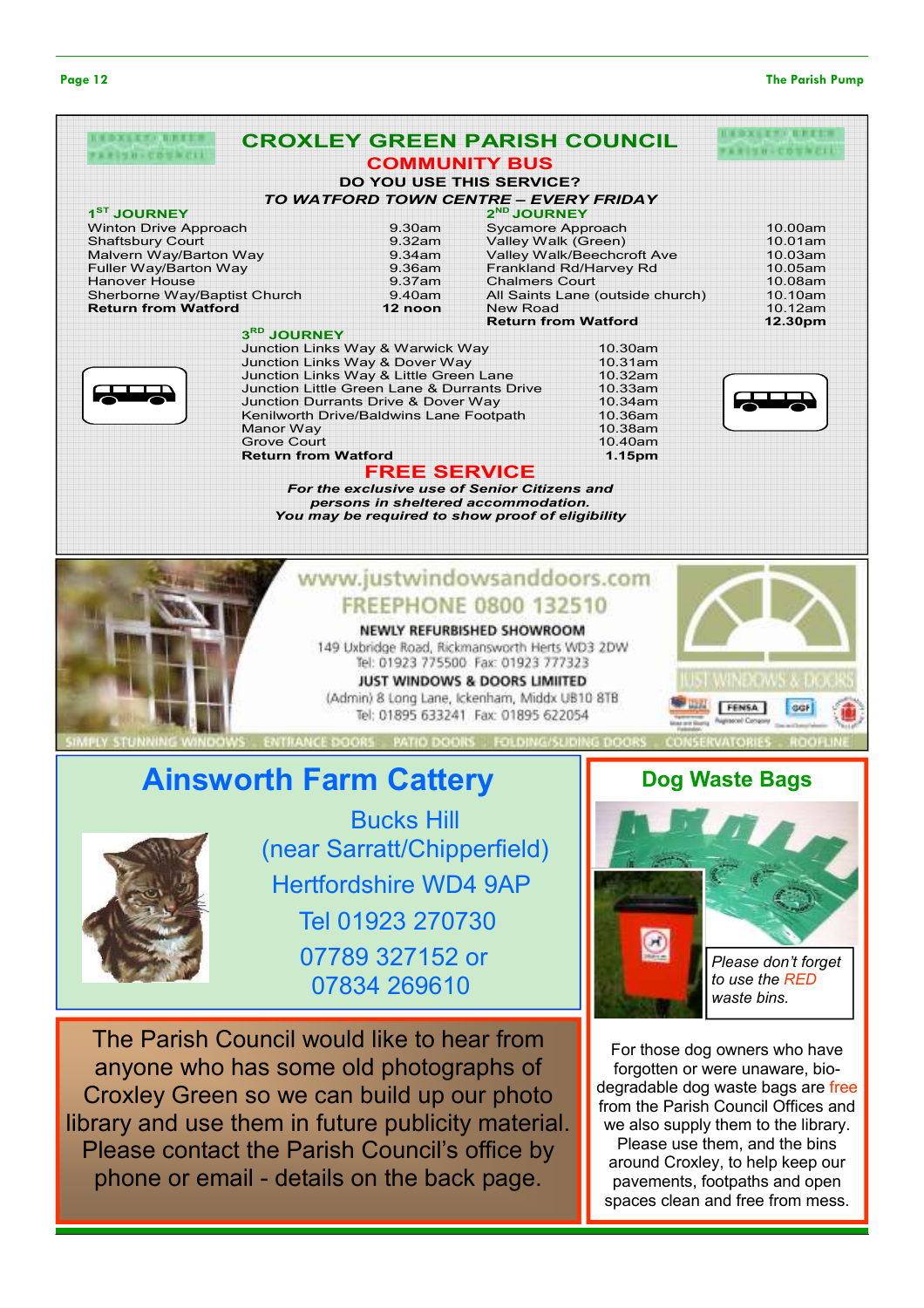# CROXLEY GREEN PARISH COUNCIL

## COMMUNITY BUS

**DO YOU USE THIS SERVICE?**

***TO WATFORD TOWN CENTRE – EVERY FRIDAY***

### 1ST JOURNEY

| Stop | Time |
|---|---|
| Winton Drive Approach | 9.30am |
| Shaftsbury Court | 9.32am |
| Malvern Way/Barton Way | 9.34am |
| Fuller Way/Barton Way | 9.36am |
| Hanover House | 9.37am |
| Sherborne Way/Baptist Church | 9.40am |
| **Return from Watford** | **12 noon** |

### 2ND JOURNEY

| Stop | Time |
|---|---|
| Sycamore Approach | 10.00am |
| Valley Walk (Green) | 10.01am |
| Valley Walk/Beechcroft Ave | 10.03am |
| Frankland Rd/Harvey Rd | 10.05am |
| Chalmers Court | 10.08am |
| All Saints Lane (outside church) | 10.10am |
| New Road | 10.12am |
| **Return from Watford** | **12.30pm** |

### 3RD JOURNEY

| Stop | Time |
|---|---|
| Junction Links Way & Warwick Way | 10.30am |
| Junction Links Way & Dover Way | 10.31am |
| Junction Links Way & Little Green Lane | 10.32am |
| Junction Little Green Lane & Durrants Drive | 10.33am |
| Junction Durrants Drive & Dover Way | 10.34am |
| Kenilworth Drive/Baldwins Lane Footpath | 10.36am |
| Manor Way | 10.38am |
| Grove Court | 10.40am |
| **Return from Watford** | **1.15pm** |

## FREE SERVICE

***For the exclusive use of Senior Citizens and persons in sheltered accommodation. You may be required to show proof of eligibility***

---

www.justwindowsanddoors.com

FREEPHONE 0800 132510

**NEWLY REFURBISHED SHOWROOM**

149 Uxbridge Road, Rickmansworth Herts WD3 2DW
Tel: 01923 775500 Fax: 01923 777323

**JUST WINDOWS & DOORS LIMITED**

(Admin) 8 Long Lane, Ickenham, Middx UB10 8TB
Tel: 01895 633241 Fax: 01895 622054

JUST WINDOWS & DOORS

SIMPLY STUNNING WINDOWS · ENTRANCE DOORS · PATIO DOORS · FOLDING/SLIDING DOORS · CONSERVATORIES · ROOFLINE

---

## Ainsworth Farm Cattery

Bucks Hill
(near Sarratt/Chipperfield)
Hertfordshire WD4 9AP
Tel 01923 270730
07789 327152 or
07834 269610

---

## Dog Waste Bags

*Please don't forget to use the RED waste bins.*

For those dog owners who have forgotten or were unaware, bio-degradable dog waste bags are free from the Parish Council Offices and we also supply them to the library. Please use them, and the bins around Croxley, to help keep our pavements, footpaths and open spaces clean and free from mess.

---

The Parish Council would like to hear from anyone who has some old photographs of Croxley Green so we can build up our photo library and use them in future publicity material. Please contact the Parish Council's office by phone or email - details on the back page.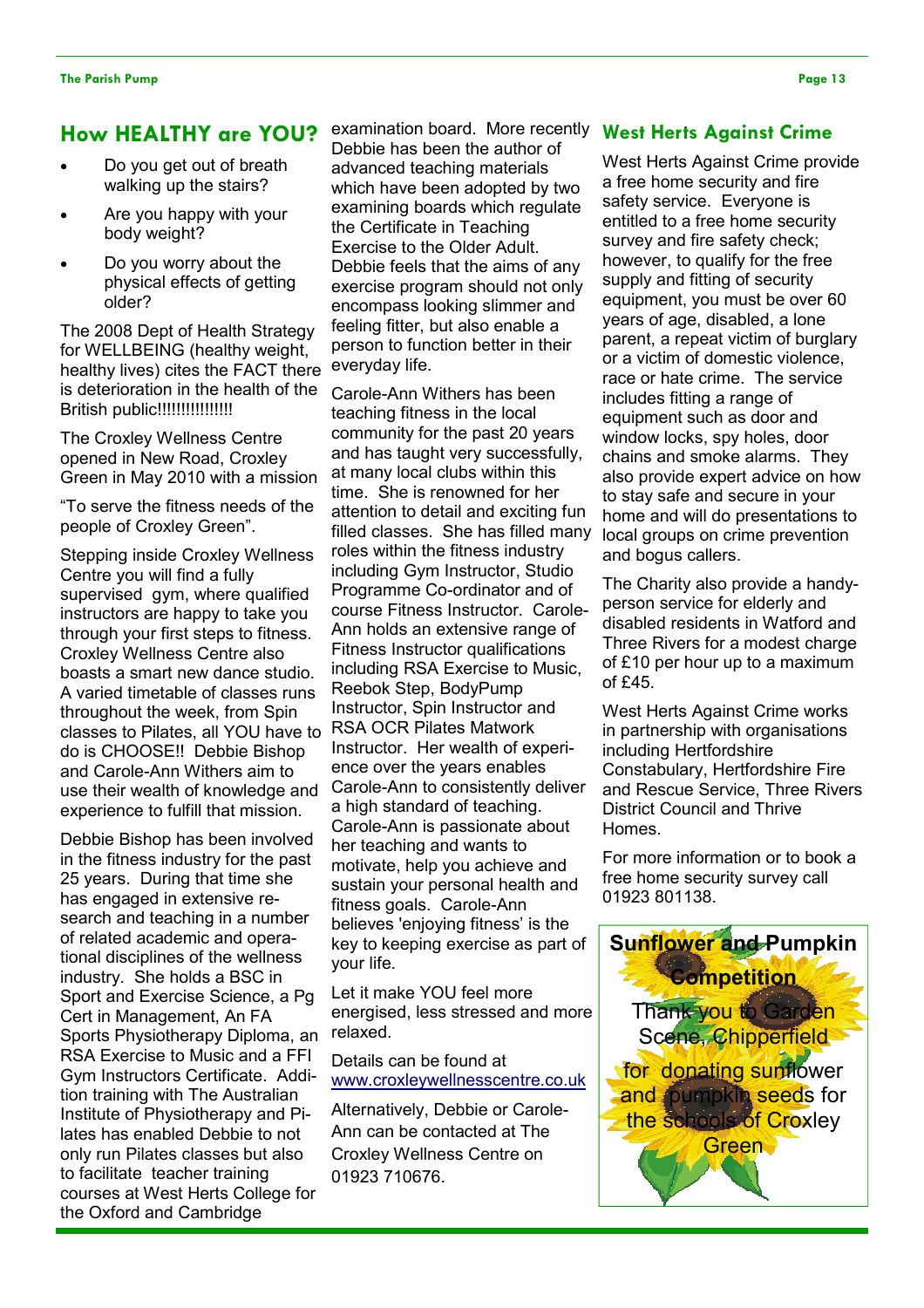## How HEALTHY are YOU?

- Do you get out of breath walking up the stairs?
- Are you happy with your body weight?
- Do you worry about the physical effects of getting older?

The 2008 Dept of Health Strategy for WELLBEING (healthy weight, healthy lives) cites the FACT there is deterioration in the health of the British public!!!!!!!!!!!!!!!

The Croxley Wellness Centre opened in New Road, Croxley Green in May 2010 with a mission

"To serve the fitness needs of the people of Croxley Green".

Stepping inside Croxley Wellness Centre you will find a fully supervised gym, where qualified instructors are happy to take you through your first steps to fitness. Croxley Wellness Centre also boasts a smart new dance studio. A varied timetable of classes runs throughout the week, from Spin classes to Pilates, all YOU have to do is CHOOSE!! Debbie Bishop and Carole-Ann Withers aim to use their wealth of knowledge and experience to fulfill that mission.

Debbie Bishop has been involved in the fitness industry for the past 25 years. During that time she has engaged in extensive research and teaching in a number of related academic and operational disciplines of the wellness industry. She holds a BSC in Sport and Exercise Science, a Pg Cert in Management, An FA Sports Physiotherapy Diploma, an RSA Exercise to Music and a FFI Gym Instructors Certificate. Addition training with The Australian Institute of Physiotherapy and Pilates has enabled Debbie to not only run Pilates classes but also to facilitate teacher training courses at West Herts College for the Oxford and Cambridge examination board. More recently Debbie has been the author of advanced teaching materials which have been adopted by two examining boards which regulate the Certificate in Teaching Exercise to the Older Adult. Debbie feels that the aims of any exercise program should not only encompass looking slimmer and feeling fitter, but also enable a person to function better in their everyday life.

Carole-Ann Withers has been teaching fitness in the local community for the past 20 years and has taught very successfully, at many local clubs within this time. She is renowned for her attention to detail and exciting fun filled classes. She has filled many roles within the fitness industry including Gym Instructor, Studio Programme Co-ordinator and of course Fitness Instructor. Carole-Ann holds an extensive range of Fitness Instructor qualifications including RSA Exercise to Music, Reebok Step, BodyPump Instructor, Spin Instructor and RSA OCR Pilates Matwork Instructor. Her wealth of experience over the years enables Carole-Ann to consistently deliver a high standard of teaching. Carole-Ann is passionate about her teaching and wants to motivate, help you achieve and sustain your personal health and fitness goals. Carole-Ann believes 'enjoying fitness' is the key to keeping exercise as part of your life.

Let it make YOU feel more energised, less stressed and more relaxed.

Details can be found at www.croxleywellnesscentre.co.uk

Alternatively, Debbie or Carole-Ann can be contacted at The Croxley Wellness Centre on 01923 710676.

## West Herts Against Crime

West Herts Against Crime provide a free home security and fire safety service. Everyone is entitled to a free home security survey and fire safety check; however, to qualify for the free supply and fitting of security equipment, you must be over 60 years of age, disabled, a lone parent, a repeat victim of burglary or a victim of domestic violence, race or hate crime. The service includes fitting a range of equipment such as door and window locks, spy holes, door chains and smoke alarms. They also provide expert advice on how to stay safe and secure in your home and will do presentations to local groups on crime prevention and bogus callers.

The Charity also provide a handy-person service for elderly and disabled residents in Watford and Three Rivers for a modest charge of £10 per hour up to a maximum of £45.

West Herts Against Crime works in partnership with organisations including Hertfordshire Constabulary, Hertfordshire Fire and Rescue Service, Three Rivers District Council and Thrive Homes.

For more information or to book a free home security survey call 01923 801138.

**Sunflower and Pumpkin Competition**

Thank you to Garden Scene, Chipperfield for donating sunflower and pumpkin seeds for the schools of Croxley Green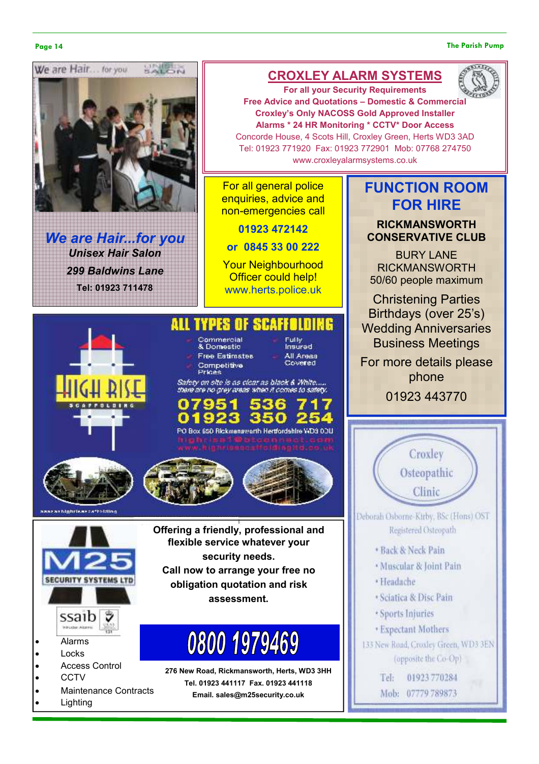## We are Hair...for you

**Unisex Hair Salon**

**299 Baldwins Lane**

**Tel: 01923 711478**

## CROXLEY ALARM SYSTEMS

**For all your Security Requirements**

**Free Advice and Quotations – Domestic & Commercial**

**Croxley's Only NACOSS Gold Approved Installer**

**Alarms * 24 HR Monitoring * CCTV* Door Access**

Concorde House, 4 Scots Hill, Croxley Green, Herts WD3 3AD

Tel: 01923 771920 Fax: 01923 772901 Mob: 07768 274750

www.croxleyalarmsystems.co.uk

For all general police enquiries, advice and non-emergencies call

**01923 472142**

**or 0845 33 00 222**

Your Neighbourhood Officer could help!

www.herts.police.uk

## FUNCTION ROOM FOR HIRE

**RICKMANSWORTH CONSERVATIVE CLUB**

BURY LANE
RICKMANSWORTH
50/60 people maximum

Christening Parties
Birthdays (over 25's)
Wedding Anniversaries
Business Meetings

For more details please phone

01923 443770

## ALL TYPES OF SCAFFOLDING

HIGH RISE SCAFFOLDING

- Commercial & Domestic
- Free Estimates
- Competitive Prices
- Fully Insured
- All Areas Covered

*Safety on site is as clear as black & White..... there are no grey areas when it comes to safety.*

**07951 536 717**
**01923 350 254**

PO Box 650 Rickmansworth Hertfordshire WD3 0DU

highrise1@btconnect.com

www.highrisescaffoldingltd.co.uk

## Croxley Osteopathic Clinic

Deborah Osborne-Kirby, BSc (Hons) OST

Registered Osteopath

- Back & Neck Pain
- Muscular & Joint Pain
- Headache
- Sciatica & Disc Pain
- Sports Injuries
- Expectant Mothers

133 New Road, Croxley Green, WD3 3EN
(opposite the Co-Op)

Tel: 01923 770284
Mob: 07779 789873

## M25 SECURITY SYSTEMS LTD

ssaib

- Alarms
- Locks
- Access Control
- CCTV
- Maintenance Contracts
- Lighting

**Offering a friendly, professional and flexible service whatever your security needs.**
**Call now to arrange your free no obligation quotation and risk assessment.**

## 0800 1979469

**276 New Road, Rickmansworth, Herts, WD3 3HH**
**Tel. 01923 441117 Fax. 01923 441118**
**Email. sales@m25security.co.uk**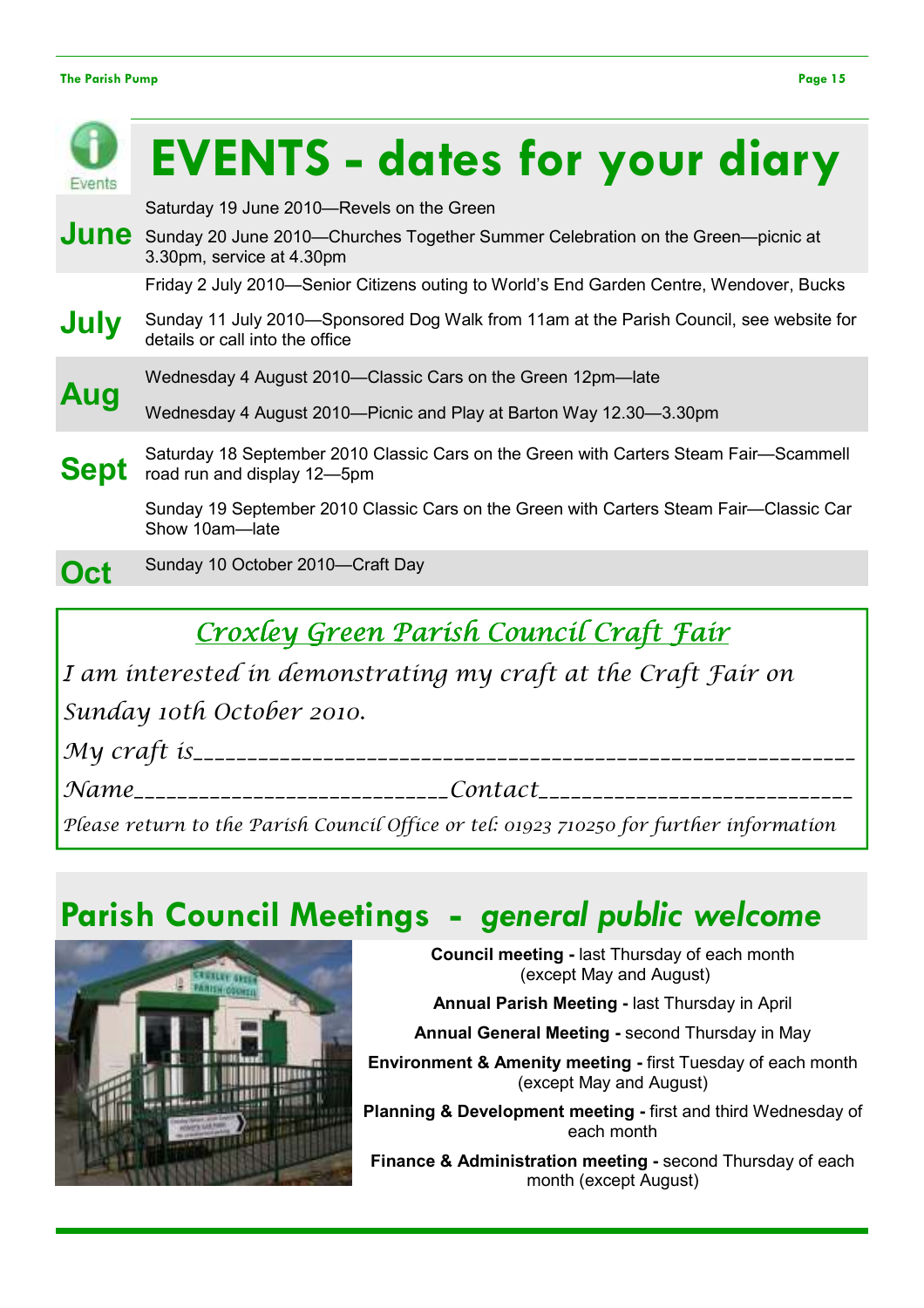# EVENTS - dates for your diary

**June**

- Saturday 19 June 2010—Revels on the Green
- Sunday 20 June 2010—Churches Together Summer Celebration on the Green—picnic at 3.30pm, service at 4.30pm

**July**

- Friday 2 July 2010—Senior Citizens outing to World's End Garden Centre, Wendover, Bucks
- Sunday 11 July 2010—Sponsored Dog Walk from 11am at the Parish Council, see website for details or call into the office

**Aug**

- Wednesday 4 August 2010—Classic Cars on the Green 12pm—late
- Wednesday 4 August 2010—Picnic and Play at Barton Way 12.30—3.30pm

**Sept**

- Saturday 18 September 2010 Classic Cars on the Green with Carters Steam Fair—Scammell road run and display 12—5pm
- Sunday 19 September 2010 Classic Cars on the Green with Carters Steam Fair—Classic Car Show 10am—late

**Oct**

- Sunday 10 October 2010—Craft Day

## *Croxley Green Parish Council Craft Fair*

*I am interested in demonstrating my craft at the Craft Fair on Sunday 10th October 2010.*

*My craft is*_______________________________________________________

*Name*__________________________*Contact*__________________________

*Please return to the Parish Council Office or tel: 01923 710250 for further information*

## Parish Council Meetings - *general public welcome*

**Council meeting -** last Thursday of each month (except May and August)

**Annual Parish Meeting -** last Thursday in April

**Annual General Meeting -** second Thursday in May

**Environment & Amenity meeting -** first Tuesday of each month (except May and August)

**Planning & Development meeting -** first and third Wednesday of each month

**Finance & Administration meeting -** second Thursday of each month (except August)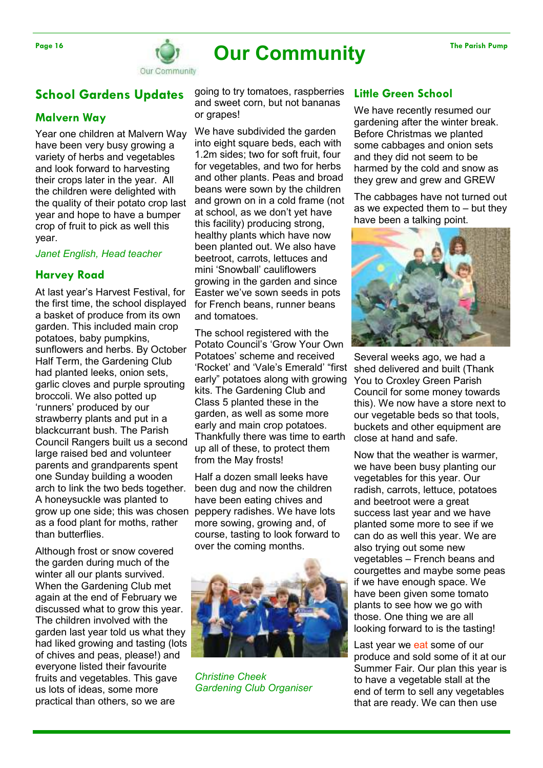# Our Community

## School Gardens Updates

### Malvern Way

Year one children at Malvern Way have been very busy growing a variety of herbs and vegetables and look forward to harvesting their crops later in the year. All the children were delighted with the quality of their potato crop last year and hope to have a bumper crop of fruit to pick as well this year.

*Janet English, Head teacher*

### Harvey Road

At last year's Harvest Festival, for the first time, the school displayed a basket of produce from its own garden. This included main crop potatoes, baby pumpkins, sunflowers and herbs. By October Half Term, the Gardening Club had planted leeks, onion sets, garlic cloves and purple sprouting broccoli. We also potted up 'runners' produced by our strawberry plants and put in a blackcurrant bush. The Parish Council Rangers built us a second large raised bed and volunteer parents and grandparents spent one Sunday building a wooden arch to link the two beds together. A honeysuckle was planted to grow up one side; this was chosen as a food plant for moths, rather than butterflies.

Although frost or snow covered the garden during much of the winter all our plants survived. When the Gardening Club met again at the end of February we discussed what to grow this year. The children involved with the garden last year told us what they had liked growing and tasting (lots of chives and peas, please!) and everyone listed their favourite fruits and vegetables. This gave us lots of ideas, some more practical than others, so we are going to try tomatoes, raspberries and sweet corn, but not bananas or grapes!

We have subdivided the garden into eight square beds, each with 1.2m sides; two for soft fruit, four for vegetables, and two for herbs and other plants. Peas and broad beans were sown by the children and grown on in a cold frame (not at school, as we don't yet have this facility) producing strong, healthy plants which have now been planted out. We also have beetroot, carrots, lettuces and mini 'Snowball' cauliflowers growing in the garden and since Easter we've sown seeds in pots for French beans, runner beans and tomatoes.

The school registered with the Potato Council's 'Grow Your Own Potatoes' scheme and received 'Rocket' and 'Vale's Emerald' "first early" potatoes along with growing kits. The Gardening Club and Class 5 planted these in the garden, as well as some more early and main crop potatoes. Thankfully there was time to earth up all of these, to protect them from the May frosts!

Half a dozen small leeks have been dug and now the children have been eating chives and peppery radishes. We have lots more sowing, growing and, of course, tasting to look forward to over the coming months.

*Christine Cheek*
*Gardening Club Organiser*

### Little Green School

We have recently resumed our gardening after the winter break. Before Christmas we planted some cabbages and onion sets and they did not seem to be harmed by the cold and snow as they grew and grew and GREW

The cabbages have not turned out as we expected them to – but they have been a talking point.

Several weeks ago, we had a shed delivered and built (Thank You to Croxley Green Parish Council for some money towards this). We now have a store next to our vegetable beds so that tools, buckets and other equipment are close at hand and safe.

Now that the weather is warmer, we have been busy planting our vegetables for this year. Our radish, carrots, lettuce, potatoes and beetroot were a great success last year and we have planted some more to see if we can do as well this year. We are also trying out some new vegetables – French beans and courgettes and maybe some peas if we have enough space. We have been given some tomato plants to see how we go with those. One thing we are all looking forward to is the tasting!

Last year we eat some of our produce and sold some of it at our Summer Fair. Our plan this year is to have a vegetable stall at the end of term to sell any vegetables that are ready. We can then use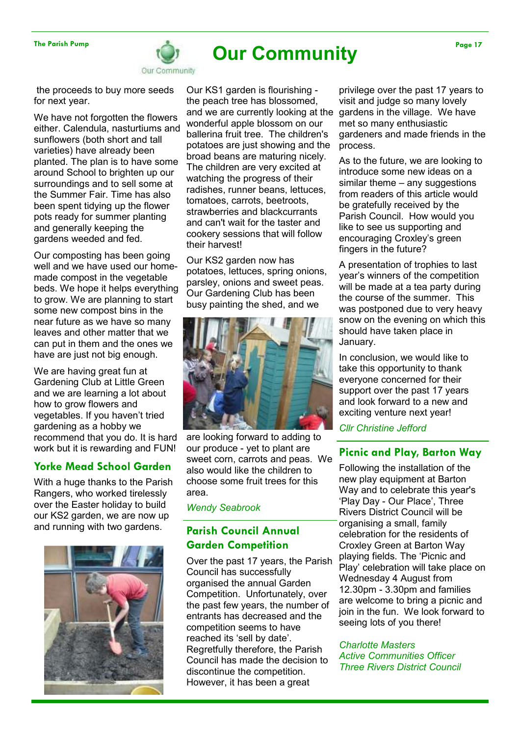# Our Community

the proceeds to buy more seeds for next year.

We have not forgotten the flowers either. Calendula, nasturtiums and sunflowers (both short and tall varieties) have already been planted. The plan is to have some around School to brighten up our surroundings and to sell some at the Summer Fair. Time has also been spent tidying up the flower pots ready for summer planting and generally keeping the gardens weeded and fed.

Our composting has been going well and we have used our home-made compost in the vegetable beds. We hope it helps everything to grow. We are planning to start some new compost bins in the near future as we have so many leaves and other matter that we can put in them and the ones we have are just not big enough.

We are having great fun at Gardening Club at Little Green and we are learning a lot about how to grow flowers and vegetables. If you haven't tried gardening as a hobby we recommend that you do. It is hard work but it is rewarding and FUN!

## Yorke Mead School Garden

With a huge thanks to the Parish Rangers, who worked tirelessly over the Easter holiday to build our KS2 garden, we are now up and running with two gardens.

Our KS1 garden is flourishing - the peach tree has blossomed, and we are currently looking at the wonderful apple blossom on our ballerina fruit tree. The children's potatoes are just showing and the broad beans are maturing nicely. The children are very excited at watching the progress of their radishes, runner beans, lettuces, tomatoes, carrots, beetroots, strawberries and blackcurrants and can't wait for the taster and cookery sessions that will follow their harvest!

Our KS2 garden now has potatoes, lettuces, spring onions, parsley, onions and sweet peas. Our Gardening Club has been busy painting the shed, and we are looking forward to adding to our produce - yet to plant are sweet corn, carrots and peas. We also would like the children to choose some fruit trees for this area.

*Wendy Seabrook*

## Parish Council Annual Garden Competition

Over the past 17 years, the Parish Council has successfully organised the annual Garden Competition. Unfortunately, over the past few years, the number of entrants has decreased and the competition seems to have reached its 'sell by date'. Regretfully therefore, the Parish Council has made the decision to discontinue the competition. However, it has been a great privilege over the past 17 years to visit and judge so many lovely gardens in the village. We have met so many enthusiastic gardeners and made friends in the process.

As to the future, we are looking to introduce some new ideas on a similar theme – any suggestions from readers of this article would be gratefully received by the Parish Council. How would you like to see us supporting and encouraging Croxley's green fingers in the future?

A presentation of trophies to last year's winners of the competition will be made at a tea party during the course of the summer. This was postponed due to very heavy snow on the evening on which this should have taken place in January.

In conclusion, we would like to take this opportunity to thank everyone concerned for their support over the past 17 years and look forward to a new and exciting venture next year!

*Cllr Christine Jefford*

## Picnic and Play, Barton Way

Following the installation of the new play equipment at Barton Way and to celebrate this year's 'Play Day - Our Place', Three Rivers District Council will be organising a small, family celebration for the residents of Croxley Green at Barton Way playing fields. The 'Picnic and Play' celebration will take place on Wednesday 4 August from 12.30pm - 3.30pm and families are welcome to bring a picnic and join in the fun. We look forward to seeing lots of you there!

*Charlotte Masters*
*Active Communities Officer*
*Three Rivers District Council*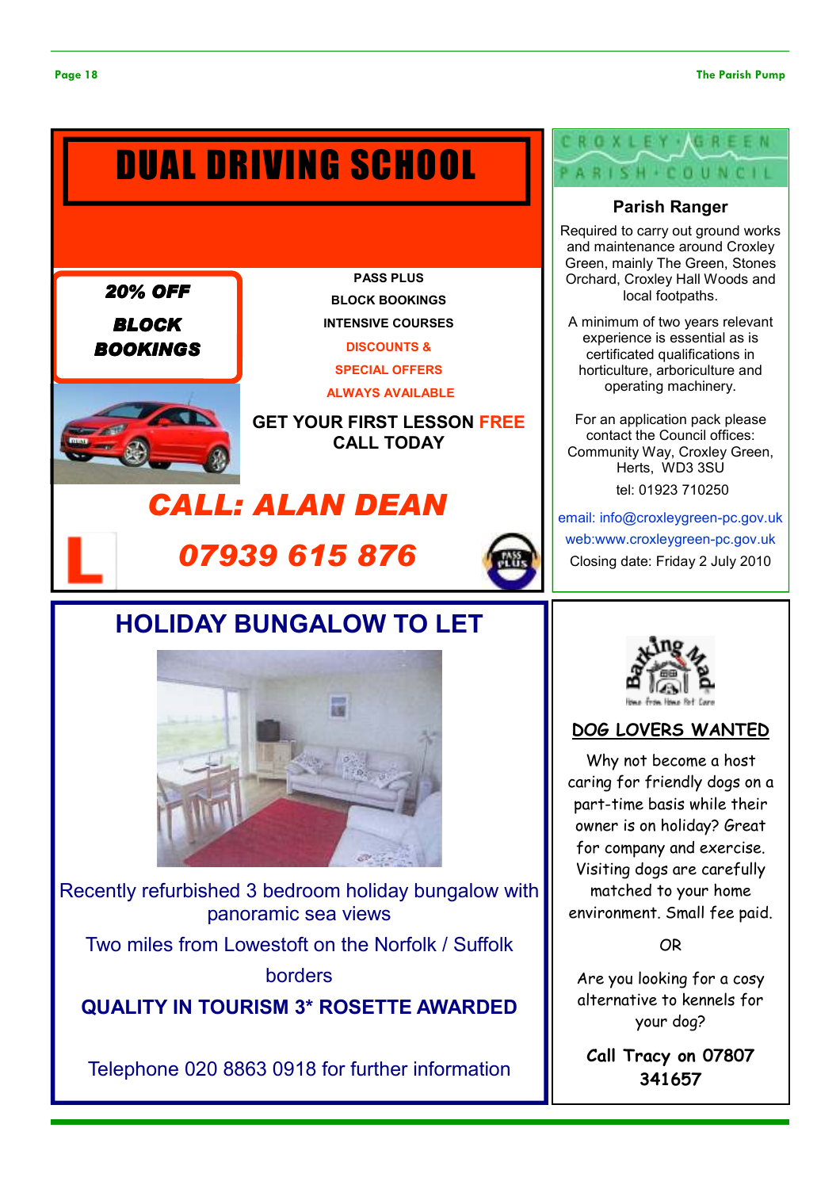# DUAL DRIVING SCHOOL

**20% OFF**

**BLOCK BOOKINGS**

**PASS PLUS**

**BLOCK BOOKINGS**

**INTENSIVE COURSES**

**DISCOUNTS &**

**SPECIAL OFFERS**

**ALWAYS AVAILABLE**

**GET YOUR FIRST LESSON FREE**
**CALL TODAY**

***CALL: ALAN DEAN***

***07939 615 876***

---

CROXLEY GREEN PARISH COUNCIL

### Parish Ranger

Required to carry out ground works and maintenance around Croxley Green, mainly The Green, Stones Orchard, Croxley Hall Woods and local footpaths.

A minimum of two years relevant experience is essential as is certificated qualifications in horticulture, arboriculture and operating machinery.

For an application pack please contact the Council offices: Community Way, Croxley Green, Herts, WD3 3SU

tel: 01923 710250

email: info@croxleygreen-pc.gov.uk

web:www.croxleygreen-pc.gov.uk

Closing date: Friday 2 July 2010

---

## HOLIDAY BUNGALOW TO LET

Recently refurbished 3 bedroom holiday bungalow with panoramic sea views

Two miles from Lowestoft on the Norfolk / Suffolk borders

**QUALITY IN TOURISM 3* ROSETTE AWARDED**

Telephone 020 8863 0918 for further information

---

Barking Mad

Home from Home Pet Care

### DOG LOVERS WANTED

Why not become a host caring for friendly dogs on a part-time basis while their owner is on holiday? Great for company and exercise. Visiting dogs are carefully matched to your home environment. Small fee paid.

OR

Are you looking for a cosy alternative to kennels for your dog?

**Call Tracy on 07807 341657**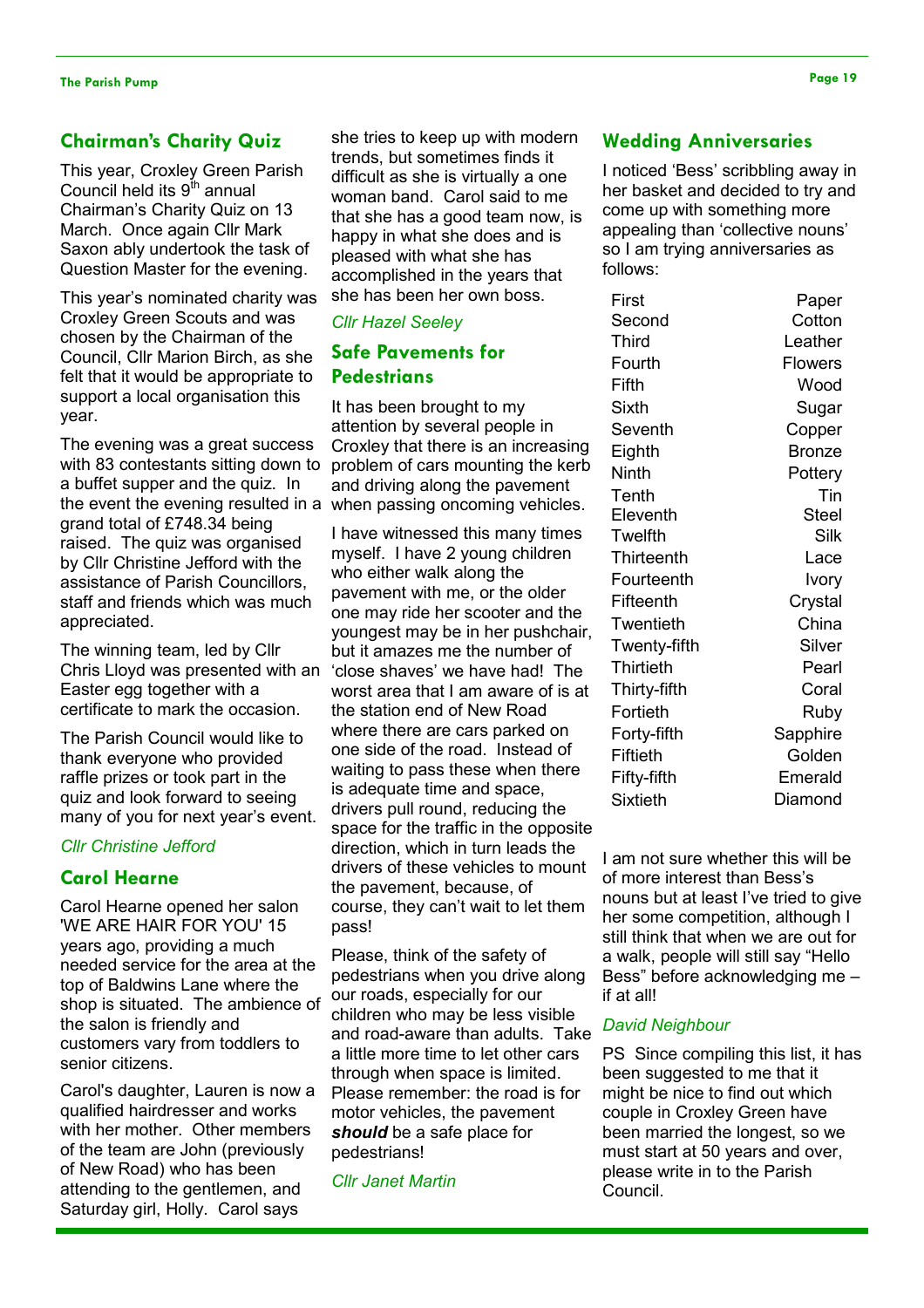## Chairman's Charity Quiz

This year, Croxley Green Parish Council held its 9th annual Chairman's Charity Quiz on 13 March. Once again Cllr Mark Saxon ably undertook the task of Question Master for the evening.

This year's nominated charity was Croxley Green Scouts and was chosen by the Chairman of the Council, Cllr Marion Birch, as she felt that it would be appropriate to support a local organisation this year.

The evening was a great success with 83 contestants sitting down to a buffet supper and the quiz. In the event the evening resulted in a grand total of £748.34 being raised. The quiz was organised by Cllr Christine Jefford with the assistance of Parish Councillors, staff and friends which was much appreciated.

The winning team, led by Cllr Chris Lloyd was presented with an Easter egg together with a certificate to mark the occasion.

The Parish Council would like to thank everyone who provided raffle prizes or took part in the quiz and look forward to seeing many of you for next year's event.

*Cllr Christine Jefford*

## Carol Hearne

Carol Hearne opened her salon 'WE ARE HAIR FOR YOU' 15 years ago, providing a much needed service for the area at the top of Baldwins Lane where the shop is situated. The ambience of the salon is friendly and customers vary from toddlers to senior citizens.

Carol's daughter, Lauren is now a qualified hairdresser and works with her mother. Other members of the team are John (previously of New Road) who has been attending to the gentlemen, and Saturday girl, Holly. Carol says she tries to keep up with modern trends, but sometimes finds it difficult as she is virtually a one woman band. Carol said to me that she has a good team now, is happy in what she does and is pleased with what she has accomplished in the years that she has been her own boss.

*Cllr Hazel Seeley*

## Safe Pavements for Pedestrians

It has been brought to my attention by several people in Croxley Green that there is an increasing problem of cars mounting the kerb and driving along the pavement when passing oncoming vehicles.

I have witnessed this many times myself. I have 2 young children who either walk along the pavement with me, or the older one may ride her scooter and the youngest may be in her pushchair, but it amazes me the number of 'close shaves' we have had! The worst area that I am aware of is at the station end of New Road where there are cars parked on one side of the road. Instead of waiting to pass these when there is adequate time and space, drivers pull round, reducing the space for the traffic in the opposite direction, which in turn leads the drivers of these vehicles to mount the pavement, because, of course, they can't wait to let them pass!

Please, think of the safety of pedestrians when you drive along our roads, especially for our children who may be less visible and road-aware than adults. Take a little more time to let other cars through when space is limited. Please remember: the road is for motor vehicles, the pavement ***should*** be a safe place for pedestrians!

*Cllr Janet Martin*

## Wedding Anniversaries

I noticed 'Bess' scribbling away in her basket and decided to try and come up with something more appealing than 'collective nouns' so I am trying anniversaries as follows:

| | |
|---|---|
| First | Paper |
| Second | Cotton |
| Third | Leather |
| Fourth | Flowers |
| Fifth | Wood |
| Sixth | Sugar |
| Seventh | Copper |
| Eighth | Bronze |
| Ninth | Pottery |
| Tenth | Tin |
| Eleventh | Steel |
| Twelfth | Silk |
| Thirteenth | Lace |
| Fourteenth | Ivory |
| Fifteenth | Crystal |
| Twentieth | China |
| Twenty-fifth | Silver |
| Thirtieth | Pearl |
| Thirty-fifth | Coral |
| Fortieth | Ruby |
| Forty-fifth | Sapphire |
| Fiftieth | Golden |
| Fifty-fifth | Emerald |
| Sixtieth | Diamond |

I am not sure whether this will be of more interest than Bess's nouns but at least I've tried to give her some competition, although I still think that when we are out for a walk, people will still say "Hello Bess" before acknowledging me – if at all!

*David Neighbour*

PS Since compiling this list, it has been suggested to me that it might be nice to find out which couple in Croxley Green have been married the longest, so we must start at 50 years and over, please write in to the Parish Council.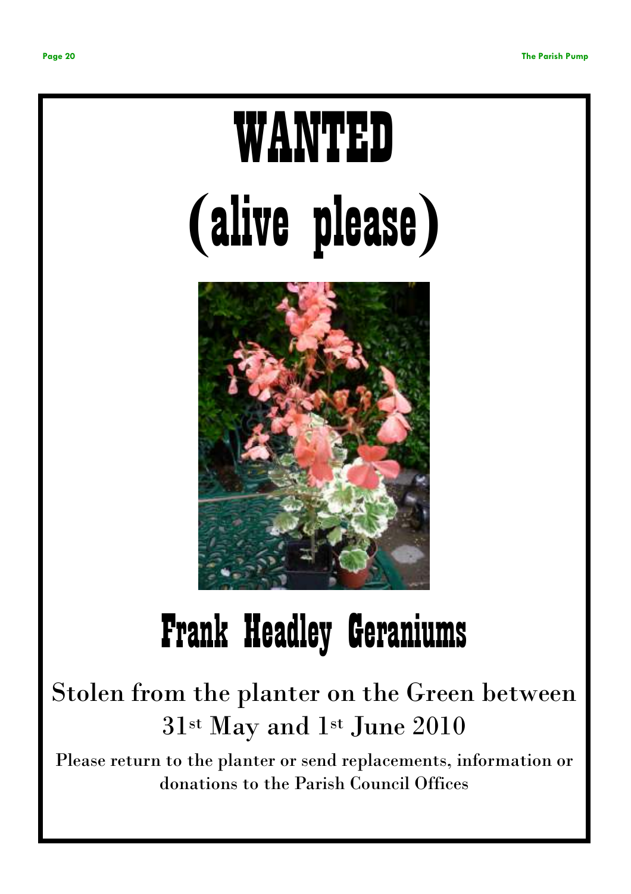# WANTED

# (alive please)

## Frank Headley Geraniums

Stolen from the planter on the Green between 31st May and 1st June 2010

Please return to the planter or send replacements, information or donations to the Parish Council Offices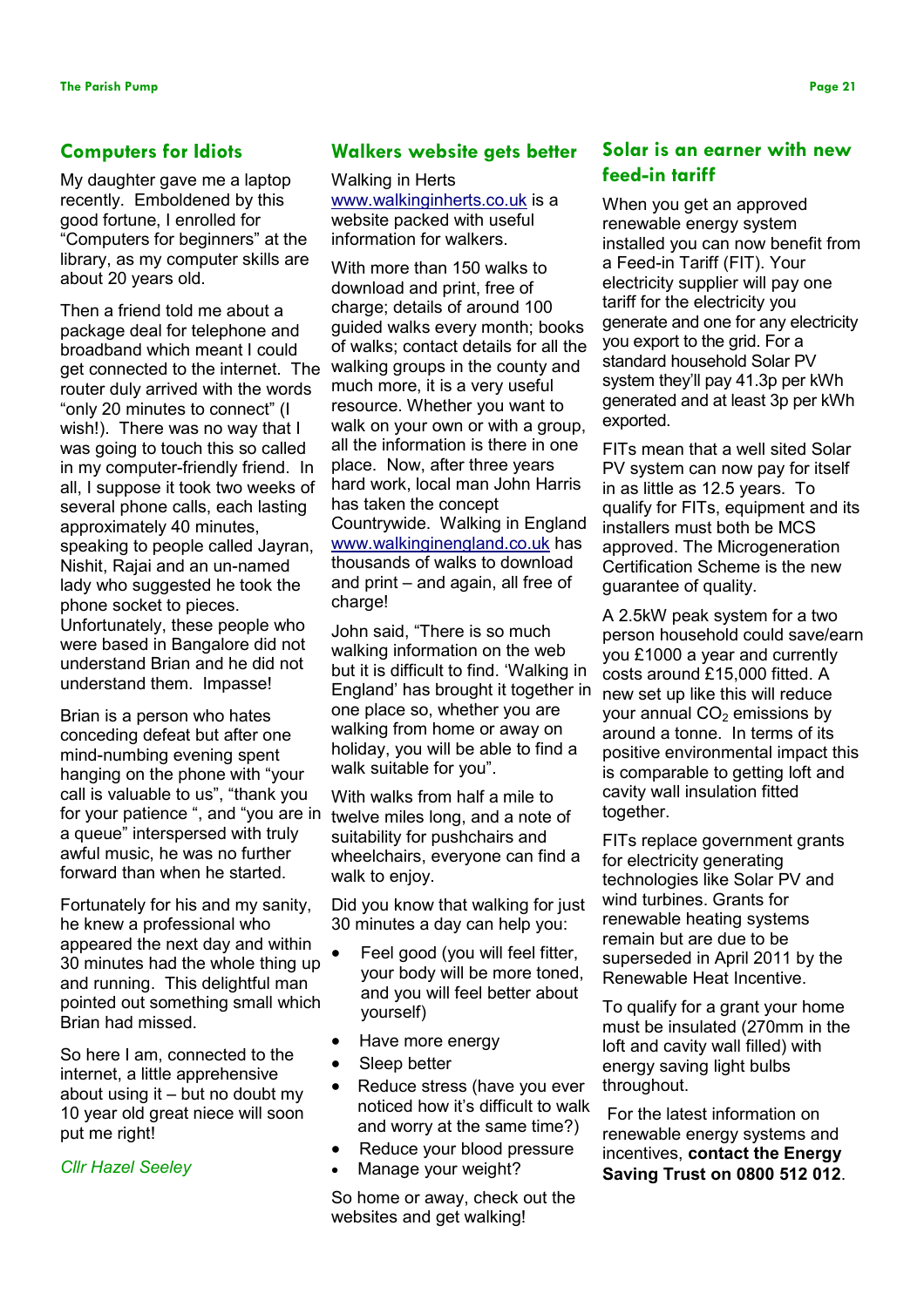## Computers for Idiots

My daughter gave me a laptop recently. Emboldened by this good fortune, I enrolled for "Computers for beginners" at the library, as my computer skills are about 20 years old.

Then a friend told me about a package deal for telephone and broadband which meant I could get connected to the internet. The router duly arrived with the words "only 20 minutes to connect" (I wish!). There was no way that I was going to touch this so called in my computer-friendly friend. In all, I suppose it took two weeks of several phone calls, each lasting approximately 40 minutes, speaking to people called Jayran, Nishit, Rajai and an un-named lady who suggested he took the phone socket to pieces. Unfortunately, these people who were based in Bangalore did not understand Brian and he did not understand them. Impasse!

Brian is a person who hates conceding defeat but after one mind-numbing evening spent hanging on the phone with "your call is valuable to us", "thank you for your patience ", and "you are in a queue" interspersed with truly awful music, he was no further forward than when he started.

Fortunately for his and my sanity, he knew a professional who appeared the next day and within 30 minutes had the whole thing up and running. This delightful man pointed out something small which Brian had missed.

So here I am, connected to the internet, a little apprehensive about using it – but no doubt my 10 year old great niece will soon put me right!

*Cllr Hazel Seeley*

## Walkers website gets better

Walking in Herts www.walkinginherts.co.uk is a website packed with useful information for walkers.

With more than 150 walks to download and print, free of charge; details of around 100 guided walks every month; books of walks; contact details for all the walking groups in the county and much more, it is a very useful resource. Whether you want to walk on your own or with a group, all the information is there in one place. Now, after three years hard work, local man John Harris has taken the concept Countrywide. Walking in England www.walkinginengland.co.uk has thousands of walks to download and print – and again, all free of charge!

John said, "There is so much walking information on the web but it is difficult to find. 'Walking in England' has brought it together in one place so, whether you are walking from home or away on holiday, you will be able to find a walk suitable for you".

With walks from half a mile to twelve miles long, and a note of suitability for pushchairs and wheelchairs, everyone can find a walk to enjoy.

Did you know that walking for just 30 minutes a day can help you:

- Feel good (you will feel fitter, your body will be more toned, and you will feel better about yourself)
- Have more energy
- Sleep better
- Reduce stress (have you ever noticed how it's difficult to walk and worry at the same time?)
- Reduce your blood pressure
- Manage your weight?

So home or away, check out the websites and get walking!

## Solar is an earner with new feed-in tariff

When you get an approved renewable energy system installed you can now benefit from a Feed-in Tariff (FIT). Your electricity supplier will pay one tariff for the electricity you generate and one for any electricity you export to the grid. For a standard household Solar PV system they'll pay 41.3p per kWh generated and at least 3p per kWh exported.

FITs mean that a well sited Solar PV system can now pay for itself in as little as 12.5 years. To qualify for FITs, equipment and its installers must both be MCS approved. The Microgeneration Certification Scheme is the new guarantee of quality.

A 2.5kW peak system for a two person household could save/earn you £1000 a year and currently costs around £15,000 fitted. A new set up like this will reduce your annual $CO_2$ emissions by around a tonne. In terms of its positive environmental impact this is comparable to getting loft and cavity wall insulation fitted together.

FITs replace government grants for electricity generating technologies like Solar PV and wind turbines. Grants for renewable heating systems remain but are due to be superseded in April 2011 by the Renewable Heat Incentive.

To qualify for a grant your home must be insulated (270mm in the loft and cavity wall filled) with energy saving light bulbs throughout.

For the latest information on renewable energy systems and incentives, **contact the Energy Saving Trust on 0800 512 012**.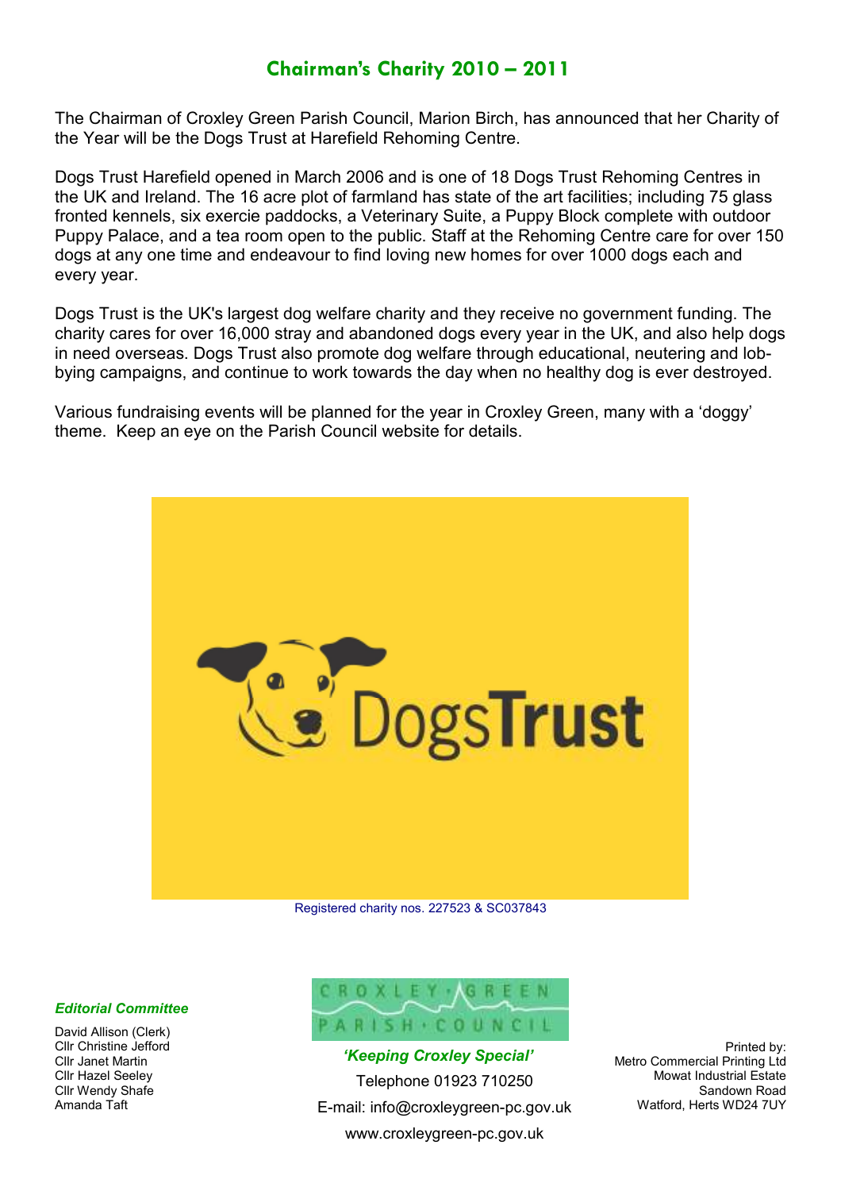## Chairman's Charity 2010 – 2011

The Chairman of Croxley Green Parish Council, Marion Birch, has announced that her Charity of the Year will be the Dogs Trust at Harefield Rehoming Centre.

Dogs Trust Harefield opened in March 2006 and is one of 18 Dogs Trust Rehoming Centres in the UK and Ireland. The 16 acre plot of farmland has state of the art facilities; including 75 glass fronted kennels, six exercie paddocks, a Veterinary Suite, a Puppy Block complete with outdoor Puppy Palace, and a tea room open to the public. Staff at the Rehoming Centre care for over 150 dogs at any one time and endeavour to find loving new homes for over 1000 dogs each and every year.

Dogs Trust is the UK's largest dog welfare charity and they receive no government funding. The charity cares for over 16,000 stray and abandoned dogs every year in the UK, and also help dogs in need overseas. Dogs Trust also promote dog welfare through educational, neutering and lobbying campaigns, and continue to work towards the day when no healthy dog is ever destroyed.

Various fundraising events will be planned for the year in Croxley Green, many with a 'doggy' theme. Keep an eye on the Parish Council website for details.

DogsTrust

Registered charity nos. 227523 & SC037843

***Editorial Committee***

David Allison (Clerk)
Cllr Christine Jefford
Cllr Janet Martin
Cllr Hazel Seeley
Cllr Wendy Shafe
Amanda Taft

CROXLEY GREEN PARISH COUNCIL

***'Keeping Croxley Special'***

Telephone 01923 710250

E-mail: info@croxleygreen-pc.gov.uk

www.croxleygreen-pc.gov.uk

Printed by:
Metro Commercial Printing Ltd
Mowat Industrial Estate
Sandown Road
Watford, Herts WD24 7UY